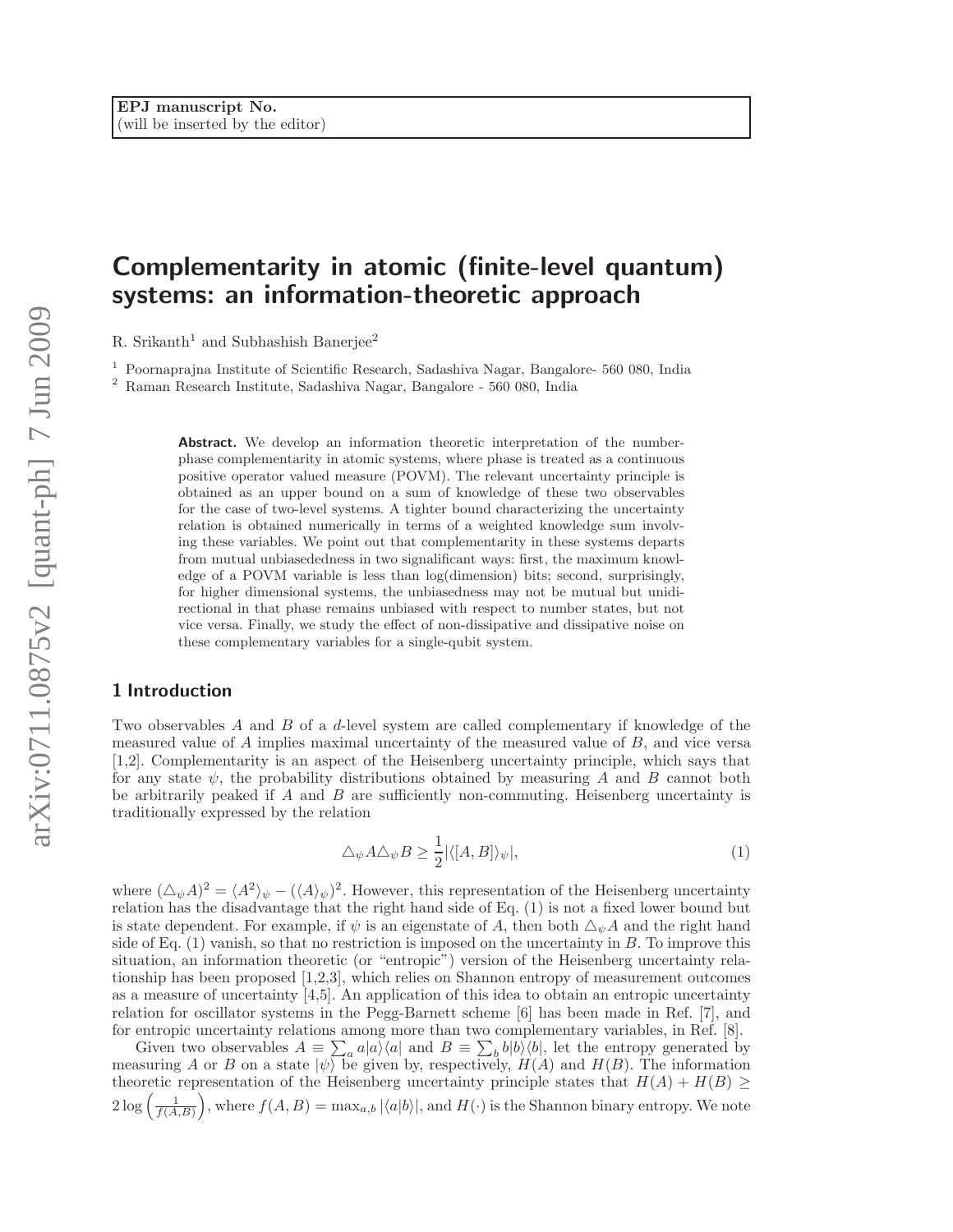EPJ manuscript No.
(will be inserted by the editor)

# Complementarity in atomic (finite-level quantum) systems: an information-theoretic approach

R. Srikanth[1] and Subhashish Banerjee[2]

[1] Poornaprajna Institute of Scientific Research, Sadashiva Nagar, Bangalore- 560 080, India
[2] Raman Research Institute, Sadashiva Nagar, Bangalore - 560 080, India

**Abstract.** We develop an information theoretic interpretation of the number-phase complementarity in atomic systems, where phase is treated as a continuous positive operator valued measure (POVM). The relevant uncertainty principle is obtained as an upper bound on a sum of knowledge of these two observables for the case of two-level systems. A tighter bound characterizing the uncertainty relation is obtained numerically in terms of a weighted knowledge sum involving these variables. We point out that complementarity in these systems departs from mutual unbiasededness in two signalficant ways: first, the maximum knowledge of a POVM variable is less than log(dimension) bits; second, surprisingly, for higher dimensional systems, the unbiasedness may not be mutual but unidirectional in that phase remains unbiased with respect to number states, but not vice versa. Finally, we study the effect of non-dissipative and dissipative noise on these complementary variables for a single-qubit system.

## 1 Introduction

Two observables $A$ and $B$ of a $d$-level system are called complementary if knowledge of the measured value of $A$ implies maximal uncertainty of the measured value of $B$, and vice versa [1,2]. Complementarity is an aspect of the Heisenberg uncertainty principle, which says that for any state $\psi$, the probability distributions obtained by measuring $A$ and $B$ cannot both be arbitrarily peaked if $A$ and $B$ are sufficiently non-commuting. Heisenberg uncertainty is traditionally expressed by the relation

$$\triangle_\psi A \triangle_\psi B \geq \frac{1}{2}|\langle [A,B]\rangle_\psi|, \tag{1}$$

where $(\triangle_\psi A)^2 = \langle A^2\rangle_\psi - (\langle A\rangle_\psi)^2$. However, this representation of the Heisenberg uncertainty relation has the disadvantage that the right hand side of Eq. (1) is not a fixed lower bound but is state dependent. For example, if $\psi$ is an eigenstate of $A$, then both $\triangle_\psi A$ and the right hand side of Eq. (1) vanish, so that no restriction is imposed on the uncertainty in $B$. To improve this situation, an information theoretic (or "entropic") version of the Heisenberg uncertainty relationship has been proposed [1,2,3], which relies on Shannon entropy of measurement outcomes as a measure of uncertainty [4,5]. An application of this idea to obtain an entropic uncertainty relation for oscillator systems in the Pegg-Barnett scheme [6] has been made in Ref. [7], and for entropic uncertainty relations among more than two complementary variables, in Ref. [8].

Given two observables $A \equiv \sum_a a|a\rangle\langle a|$ and $B \equiv \sum_b b|b\rangle\langle b|$, let the entropy generated by measuring $A$ or $B$ on a state $|\psi\rangle$ be given by, respectively, $H(A)$ and $H(B)$. The information theoretic representation of the Heisenberg uncertainty principle states that $H(A) + H(B) \geq 2\log\left(\frac{1}{f(A,B)}\right)$, where $f(A,B) = \max_{a,b}|\langle a|b\rangle|$, and $H(\cdot)$ is the Shannon binary entropy. We note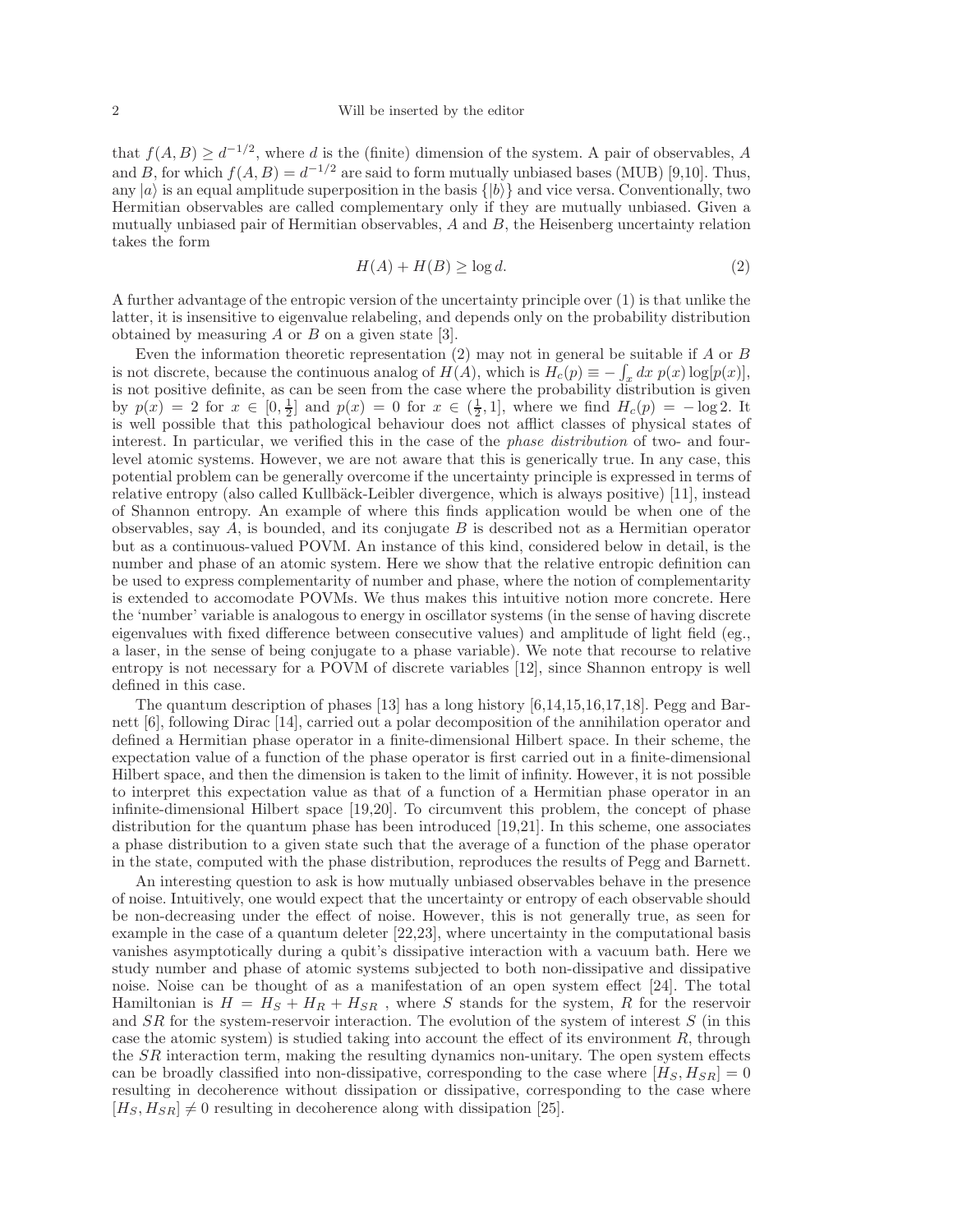that $f(A,B) \geq d^{-1/2}$, where $d$ is the (finite) dimension of the system. A pair of observables, $A$ and $B$, for which $f(A,B) = d^{-1/2}$ are said to form mutually unbiased bases (MUB) [9,10]. Thus, any $|a\rangle$ is an equal amplitude superposition in the basis $\{|b\rangle\}$ and vice versa. Conventionally, two Hermitian observables are called complementary only if they are mutually unbiased. Given a mutually unbiased pair of Hermitian observables, $A$ and $B$, the Heisenberg uncertainty relation takes the form

$$H(A) + H(B) \geq \log d. \tag{2}$$

A further advantage of the entropic version of the uncertainty principle over (1) is that unlike the latter, it is insensitive to eigenvalue relabeling, and depends only on the probability distribution obtained by measuring $A$ or $B$ on a given state [3].

Even the information theoretic representation (2) may not in general be suitable if $A$ or $B$ is not discrete, because the continuous analog of $H(A)$, which is $H_c(p) \equiv -\int_x dx\, p(x) \log[p(x)]$, is not positive definite, as can be seen from the case where the probability distribution is given by $p(x) = 2$ for $x \in [0, \frac{1}{2}]$ and $p(x) = 0$ for $x \in (\frac{1}{2}, 1]$, where we find $H_c(p) = -\log 2$. It is well possible that this pathological behaviour does not afflict classes of physical states of interest. In particular, we verified this in the case of the *phase distribution* of two- and four-level atomic systems. However, we are not aware that this is generically true. In any case, this potential problem can be generally overcome if the uncertainty principle is expressed in terms of relative entropy (also called Kullbäck-Leibler divergence, which is always positive) [11], instead of Shannon entropy. An example of where this finds application would be when one of the observables, say $A$, is bounded, and its conjugate $B$ is described not as a Hermitian operator but as a continuous-valued POVM. An instance of this kind, considered below in detail, is the number and phase of an atomic system. Here we show that the relative entropic definition can be used to express complementarity of number and phase, where the notion of complementarity is extended to accomodate POVMs. We thus makes this intuitive notion more concrete. Here the 'number' variable is analogous to energy in oscillator systems (in the sense of having discrete eigenvalues with fixed difference between consecutive values) and amplitude of light field (eg., a laser, in the sense of being conjugate to a phase variable). We note that recourse to relative entropy is not necessary for a POVM of discrete variables [12], since Shannon entropy is well defined in this case.

The quantum description of phases [13] has a long history [6,14,15,16,17,18]. Pegg and Barnett [6], following Dirac [14], carried out a polar decomposition of the annihilation operator and defined a Hermitian phase operator in a finite-dimensional Hilbert space. In their scheme, the expectation value of a function of the phase operator is first carried out in a finite-dimensional Hilbert space, and then the dimension is taken to the limit of infinity. However, it is not possible to interpret this expectation value as that of a function of a Hermitian phase operator in an infinite-dimensional Hilbert space [19,20]. To circumvent this problem, the concept of phase distribution for the quantum phase has been introduced [19,21]. In this scheme, one associates a phase distribution to a given state such that the average of a function of the phase operator in the state, computed with the phase distribution, reproduces the results of Pegg and Barnett.

An interesting question to ask is how mutually unbiased observables behave in the presence of noise. Intuitively, one would expect that the uncertainty or entropy of each observable should be non-decreasing under the effect of noise. However, this is not generally true, as seen for example in the case of a quantum deleter [22,23], where uncertainty in the computational basis vanishes asymptotically during a qubit's dissipative interaction with a vacuum bath. Here we study number and phase of atomic systems subjected to both non-dissipative and dissipative noise. Noise can be thought of as a manifestation of an open system effect [24]. The total Hamiltonian is $H = H_S + H_R + H_{SR}$ , where $S$ stands for the system, $R$ for the reservoir and $SR$ for the system-reservoir interaction. The evolution of the system of interest $S$ (in this case the atomic system) is studied taking into account the effect of its environment $R$, through the $SR$ interaction term, making the resulting dynamics non-unitary. The open system effects can be broadly classified into non-dissipative, corresponding to the case where $[H_S, H_{SR}] = 0$ resulting in decoherence without dissipation or dissipative, corresponding to the case where $[H_S, H_{SR}] \neq 0$ resulting in decoherence along with dissipation [25].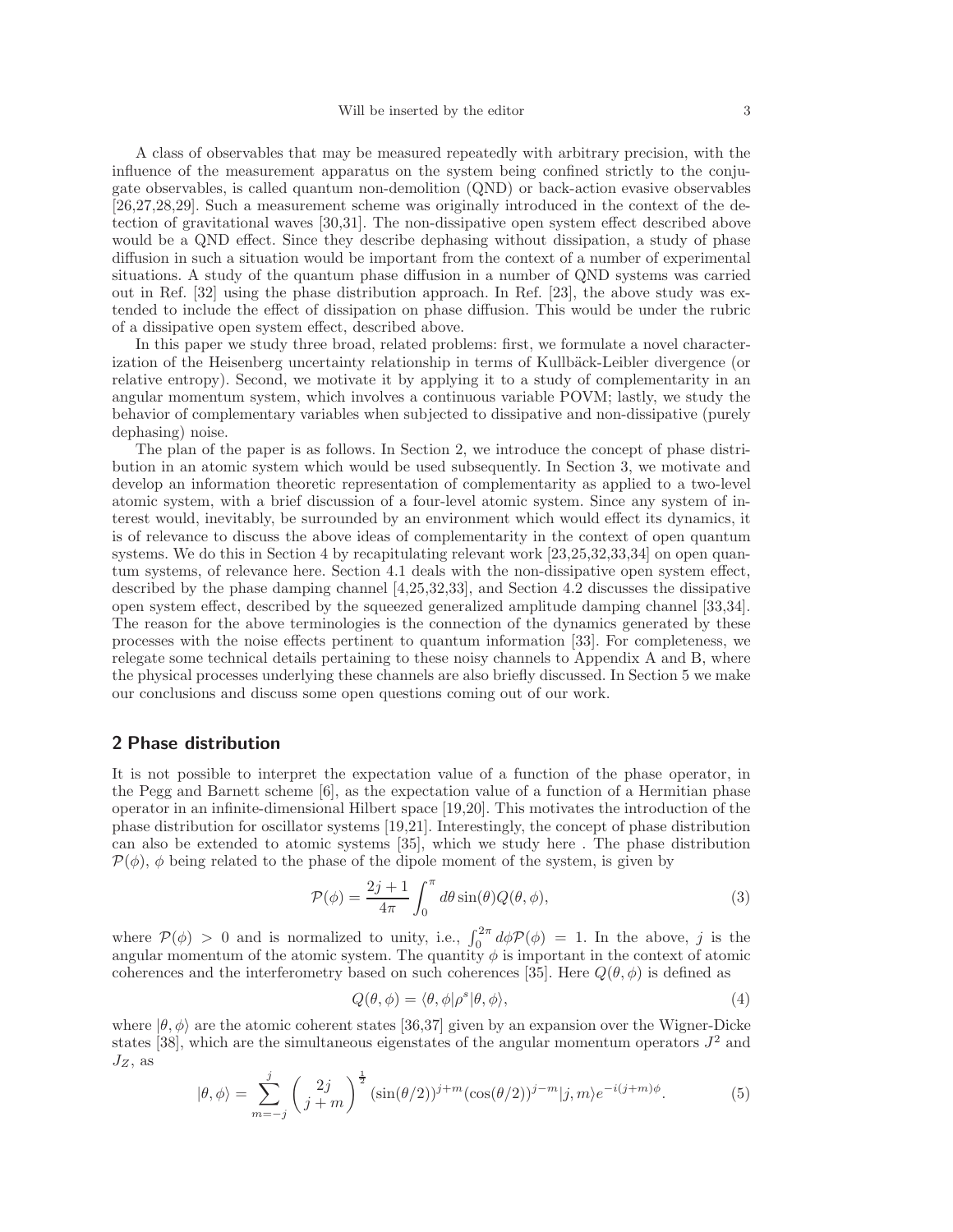A class of observables that may be measured repeatedly with arbitrary precision, with the influence of the measurement apparatus on the system being confined strictly to the conjugate observables, is called quantum non-demolition (QND) or back-action evasive observables [26,27,28,29]. Such a measurement scheme was originally introduced in the context of the detection of gravitational waves [30,31]. The non-dissipative open system effect described above would be a QND effect. Since they describe dephasing without dissipation, a study of phase diffusion in such a situation would be important from the context of a number of experimental situations. A study of the quantum phase diffusion in a number of QND systems was carried out in Ref. [32] using the phase distribution approach. In Ref. [23], the above study was extended to include the effect of dissipation on phase diffusion. This would be under the rubric of a dissipative open system effect, described above.

In this paper we study three broad, related problems: first, we formulate a novel characterization of the Heisenberg uncertainty relationship in terms of Kullbäck-Leibler divergence (or relative entropy). Second, we motivate it by applying it to a study of complementarity in an angular momentum system, which involves a continuous variable POVM; lastly, we study the behavior of complementary variables when subjected to dissipative and non-dissipative (purely dephasing) noise.

The plan of the paper is as follows. In Section 2, we introduce the concept of phase distribution in an atomic system which would be used subsequently. In Section 3, we motivate and develop an information theoretic representation of complementarity as applied to a two-level atomic system, with a brief discussion of a four-level atomic system. Since any system of interest would, inevitably, be surrounded by an environment which would effect its dynamics, it is of relevance to discuss the above ideas of complementarity in the context of open quantum systems. We do this in Section 4 by recapitulating relevant work [23,25,32,33,34] on open quantum systems, of relevance here. Section 4.1 deals with the non-dissipative open system effect, described by the phase damping channel [4,25,32,33], and Section 4.2 discusses the dissipative open system effect, described by the squeezed generalized amplitude damping channel [33,34]. The reason for the above terminologies is the connection of the dynamics generated by these processes with the noise effects pertinent to quantum information [33]. For completeness, we relegate some technical details pertaining to these noisy channels to Appendix A and B, where the physical processes underlying these channels are also briefly discussed. In Section 5 we make our conclusions and discuss some open questions coming out of our work.

## 2 Phase distribution

It is not possible to interpret the expectation value of a function of the phase operator, in the Pegg and Barnett scheme [6], as the expectation value of a function of a Hermitian phase operator in an infinite-dimensional Hilbert space [19,20]. This motivates the introduction of the phase distribution for oscillator systems [19,21]. Interestingly, the concept of phase distribution can also be extended to atomic systems [35], which we study here . The phase distribution $\mathcal{P}(\phi)$, $\phi$ being related to the phase of the dipole moment of the system, is given by

$$\mathcal{P}(\phi) = \frac{2j+1}{4\pi} \int_0^{\pi} d\theta \sin(\theta) Q(\theta, \phi), \tag{3}$$

where $\mathcal{P}(\phi) > 0$ and is normalized to unity, i.e., $\int_0^{2\pi} d\phi \mathcal{P}(\phi) = 1$. In the above, $j$ is the angular momentum of the atomic system. The quantity $\phi$ is important in the context of atomic coherences and the interferometry based on such coherences [35]. Here $Q(\theta, \phi)$ is defined as

$$Q(\theta, \phi) = \langle \theta, \phi | \rho^s | \theta, \phi \rangle, \tag{4}$$

where $|\theta, \phi\rangle$ are the atomic coherent states [36,37] given by an expansion over the Wigner-Dicke states [38], which are the simultaneous eigenstates of the angular momentum operators $J^2$ and $J_Z$, as

$$|\theta, \phi\rangle = \sum_{m=-j}^{j} \begin{pmatrix} 2j \\ j+m \end{pmatrix}^{\frac{1}{2}} (\sin(\theta/2))^{j+m} (\cos(\theta/2))^{j-m} |j, m\rangle e^{-i(j+m)\phi}. \tag{5}$$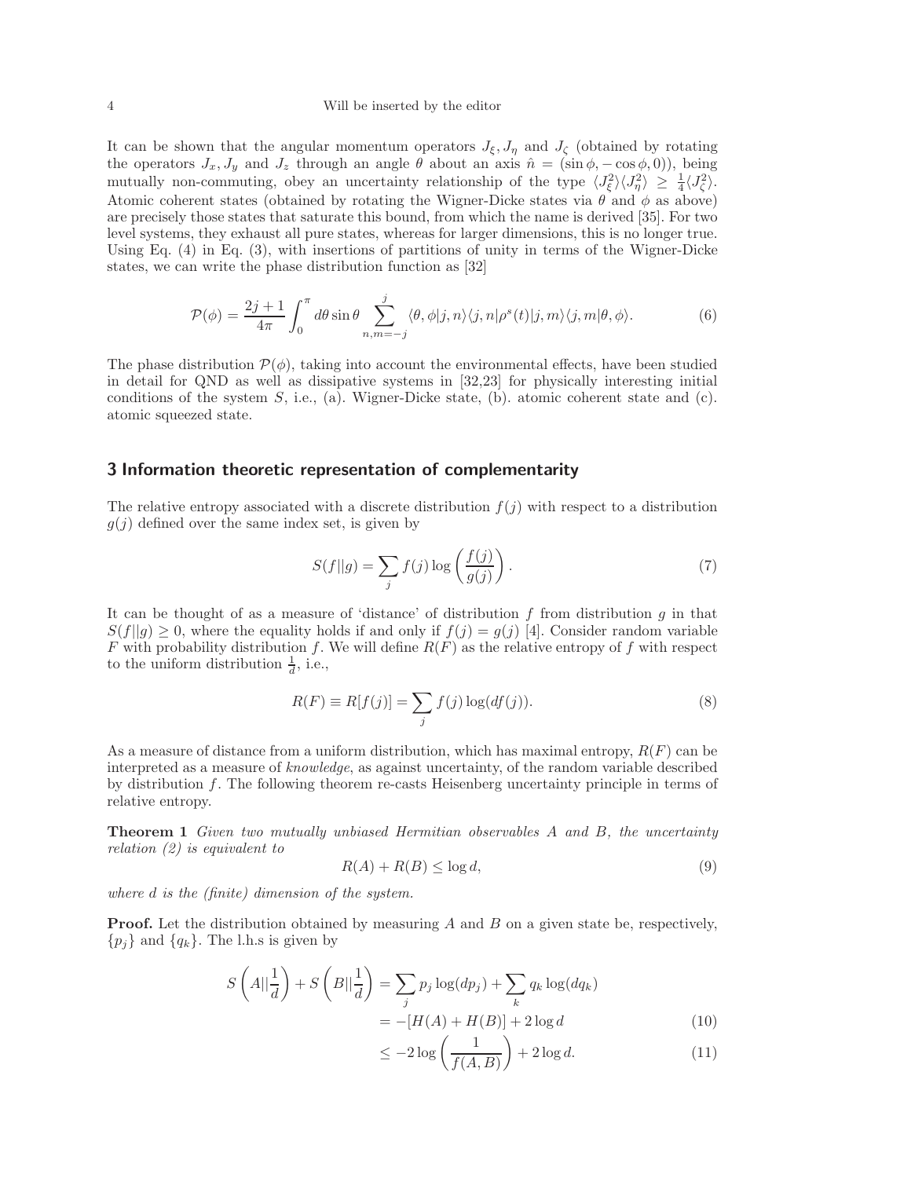It can be shown that the angular momentum operators $J_\xi, J_\eta$ and $J_\zeta$ (obtained by rotating the operators $J_x, J_y$ and $J_z$ through an angle $\theta$ about an axis $\hat{n} = (\sin\phi, -\cos\phi, 0)$), being mutually non-commuting, obey an uncertainty relationship of the type $\langle J_\xi^2 \rangle \langle J_\eta^2 \rangle \geq \frac{1}{4} \langle J_\zeta^2 \rangle$. Atomic coherent states (obtained by rotating the Wigner-Dicke states via $\theta$ and $\phi$ as above) are precisely those states that saturate this bound, from which the name is derived [35]. For two level systems, they exhaust all pure states, whereas for larger dimensions, this is no longer true. Using Eq. (4) in Eq. (3), with insertions of partitions of unity in terms of the Wigner-Dicke states, we can write the phase distribution function as [32]

$$\mathcal{P}(\phi) = \frac{2j+1}{4\pi} \int_0^\pi d\theta \sin\theta \sum_{n,m=-j}^{j} \langle \theta, \phi | j, n \rangle \langle j, n | \rho^s(t) | j, m \rangle \langle j, m | \theta, \phi \rangle. \tag{6}$$

The phase distribution $\mathcal{P}(\phi)$, taking into account the environmental effects, have been studied in detail for QND as well as dissipative systems in [32,23] for physically interesting initial conditions of the system $S$, i.e., (a). Wigner-Dicke state, (b). atomic coherent state and (c). atomic squeezed state.

## 3 Information theoretic representation of complementarity

The relative entropy associated with a discrete distribution $f(j)$ with respect to a distribution $g(j)$ defined over the same index set, is given by

$$S(f||g) = \sum_j f(j) \log\left(\frac{f(j)}{g(j)}\right). \tag{7}$$

It can be thought of as a measure of 'distance' of distribution $f$ from distribution $g$ in that $S(f||g) \geq 0$, where the equality holds if and only if $f(j) = g(j)$ [4]. Consider random variable $F$ with probability distribution $f$. We will define $R(F)$ as the relative entropy of $f$ with respect to the uniform distribution $\frac{1}{d}$, i.e.,

$$R(F) \equiv R[f(j)] = \sum_j f(j) \log(d f(j)). \tag{8}$$

As a measure of distance from a uniform distribution, which has maximal entropy, $R(F)$ can be interpreted as a measure of *knowledge*, as against uncertainty, of the random variable described by distribution $f$. The following theorem re-casts Heisenberg uncertainty principle in terms of relative entropy.

**Theorem 1** *Given two mutually unbiased Hermitian observables $A$ and $B$, the uncertainty relation (2) is equivalent to*

$$R(A) + R(B) \leq \log d, \tag{9}$$

*where $d$ is the (finite) dimension of the system.*

**Proof.** Let the distribution obtained by measuring $A$ and $B$ on a given state be, respectively, $\{p_j\}$ and $\{q_k\}$. The l.h.s is given by

$$\begin{aligned} S\left(A||\frac{1}{d}\right) + S\left(B||\frac{1}{d}\right) &= \sum_j p_j \log(d p_j) + \sum_k q_k \log(d q_k) \\ &= -[H(A) + H(B)] + 2\log d \qquad (10) \\ &\leq -2\log\left(\frac{1}{f(A,B)}\right) + 2\log d. \qquad (11) \end{aligned}$$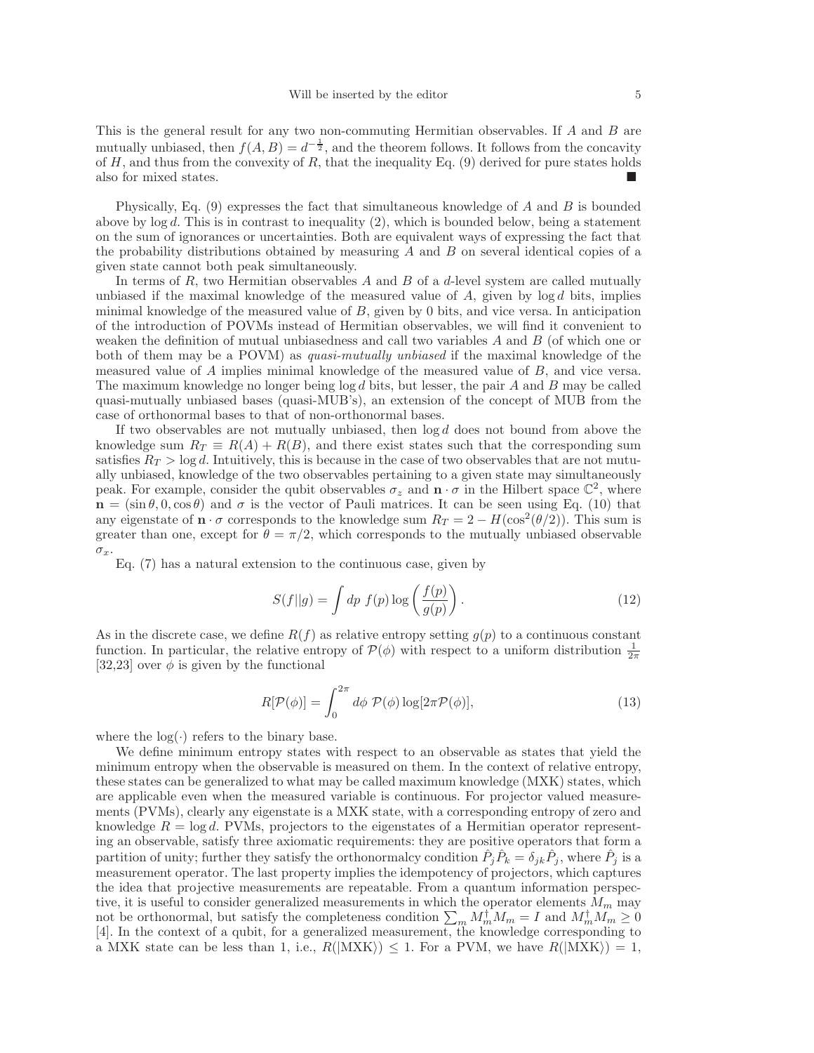This is the general result for any two non-commuting Hermitian observables. If $A$ and $B$ are mutually unbiased, then $f(A,B) = d^{-\frac{1}{2}}$, and the theorem follows. It follows from the concavity of $H$, and thus from the convexity of $R$, that the inequality Eq. (9) derived for pure states holds also for mixed states. ■

Physically, Eq. (9) expresses the fact that simultaneous knowledge of $A$ and $B$ is bounded above by $\log d$. This is in contrast to inequality (2), which is bounded below, being a statement on the sum of ignorances or uncertainties. Both are equivalent ways of expressing the fact that the probability distributions obtained by measuring $A$ and $B$ on several identical copies of a given state cannot both peak simultaneously.

In terms of $R$, two Hermitian observables $A$ and $B$ of a $d$-level system are called mutually unbiased if the maximal knowledge of the measured value of $A$, given by $\log d$ bits, implies minimal knowledge of the measured value of $B$, given by 0 bits, and vice versa. In anticipation of the introduction of POVMs instead of Hermitian observables, we will find it convenient to weaken the definition of mutual unbiasedness and call two variables $A$ and $B$ (of which one or both of them may be a POVM) as *quasi-mutually unbiased* if the maximal knowledge of the measured value of $A$ implies minimal knowledge of the measured value of $B$, and vice versa. The maximum knowledge no longer being $\log d$ bits, but lesser, the pair $A$ and $B$ may be called quasi-mutually unbiased bases (quasi-MUB's), an extension of the concept of MUB from the case of orthonormal bases to that of non-orthonormal bases.

If two observables are not mutually unbiased, then $\log d$ does not bound from above the knowledge sum $R_T \equiv R(A) + R(B)$, and there exist states such that the corresponding sum satisfies $R_T > \log d$. Intuitively, this is because in the case of two observables that are not mutually unbiased, knowledge of the two observables pertaining to a given state may simultaneously peak. For example, consider the qubit observables $\sigma_z$ and $\mathbf{n}\cdot\sigma$ in the Hilbert space $\mathbb{C}^2$, where $\mathbf{n} = (\sin\theta, 0, \cos\theta)$ and $\sigma$ is the vector of Pauli matrices. It can be seen using Eq. (10) that any eigenstate of $\mathbf{n}\cdot\sigma$ corresponds to the knowledge sum $R_T = 2 - H(\cos^2(\theta/2))$. This sum is greater than one, except for $\theta = \pi/2$, which corresponds to the mutually unbiased observable $\sigma_x$.

Eq. (7) has a natural extension to the continuous case, given by

$$S(f||g) = \int dp\ f(p)\log\left(\frac{f(p)}{g(p)}\right). \tag{12}$$

As in the discrete case, we define $R(f)$ as relative entropy setting $g(p)$ to a continuous constant function. In particular, the relative entropy of $\mathcal{P}(\phi)$ with respect to a uniform distribution $\frac{1}{2\pi}$ [32,23] over $\phi$ is given by the functional

$$R[\mathcal{P}(\phi)] = \int_0^{2\pi} d\phi\ \mathcal{P}(\phi)\log[2\pi\mathcal{P}(\phi)], \tag{13}$$

where the $\log(\cdot)$ refers to the binary base.

We define minimum entropy states with respect to an observable as states that yield the minimum entropy when the observable is measured on them. In the context of relative entropy, these states can be generalized to what may be called maximum knowledge (MXK) states, which are applicable even when the measured variable is continuous. For projector valued measurements (PVMs), clearly any eigenstate is a MXK state, with a corresponding entropy of zero and knowledge $R = \log d$. PVMs, projectors to the eigenstates of a Hermitian operator representing an observable, satisfy three axiomatic requirements: they are positive operators that form a partition of unity; further they satisfy the orthonormalcy condition $\hat{P}_j\hat{P}_k = \delta_{jk}\hat{P}_j$, where $\hat{P}_j$ is a measurement operator. The last property implies the idempotency of projectors, which captures the idea that projective measurements are repeatable. From a quantum information perspective, it is useful to consider generalized measurements in which the operator elements $M_m$ may not be orthonormal, but satisfy the completeness condition $\sum_m M_m^\dagger M_m = I$ and $M_m^\dagger M_m \geq 0$ [4]. In the context of a qubit, for a generalized measurement, the knowledge corresponding to a MXK state can be less than 1, i.e., $R(|\mathrm{MXK}\rangle) \leq 1$. For a PVM, we have $R(|\mathrm{MXK}\rangle) = 1$,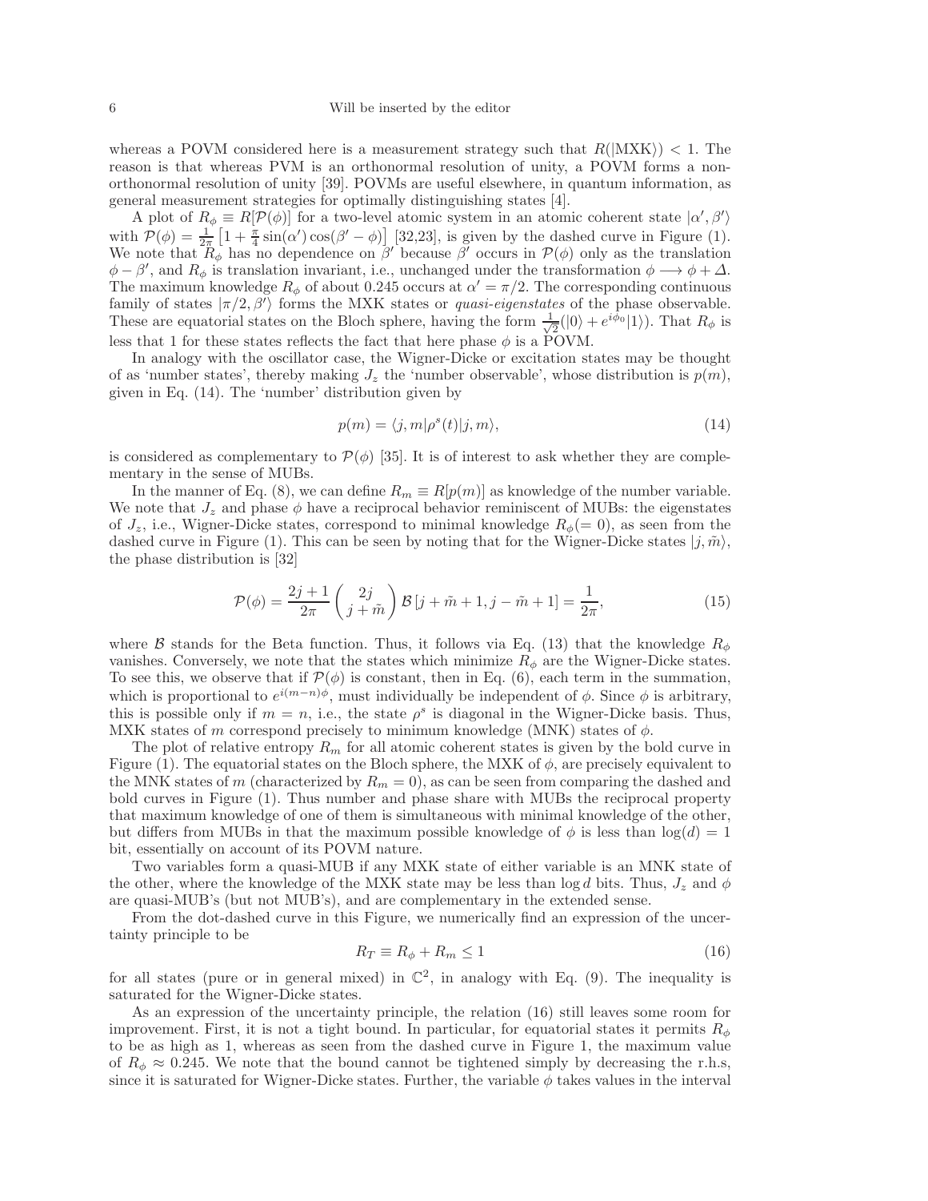whereas a POVM considered here is a measurement strategy such that $R(|\text{MXK}\rangle) < 1$. The reason is that whereas PVM is an orthonormal resolution of unity, a POVM forms a non-orthonormal resolution of unity [39]. POVMs are useful elsewhere, in quantum information, as general measurement strategies for optimally distinguishing states [4].

A plot of $R_\phi \equiv R[\mathcal{P}(\phi)]$ for a two-level atomic system in an atomic coherent state $|\alpha', \beta'\rangle$ with $\mathcal{P}(\phi) = \frac{1}{2\pi}\left[1 + \frac{\pi}{4}\sin(\alpha')\cos(\beta' - \phi)\right]$ [32,23], is given by the dashed curve in Figure (1). We note that $R_\phi$ has no dependence on $\beta'$ because $\beta'$ occurs in $\mathcal{P}(\phi)$ only as the translation $\phi - \beta'$, and $R_\phi$ is translation invariant, i.e., unchanged under the transformation $\phi \longrightarrow \phi + \Delta$. The maximum knowledge $R_\phi$ of about 0.245 occurs at $\alpha' = \pi/2$. The corresponding continuous family of states $|\pi/2, \beta'\rangle$ forms the MXK states or *quasi-eigenstates* of the phase observable. These are equatorial states on the Bloch sphere, having the form $\frac{1}{\sqrt{2}}(|0\rangle + e^{i\phi_0}|1\rangle)$. That $R_\phi$ is less that 1 for these states reflects the fact that here phase $\phi$ is a POVM.

In analogy with the oscillator case, the Wigner-Dicke or excitation states may be thought of as 'number states', thereby making $J_z$ the 'number observable', whose distribution is $p(m)$, given in Eq. (14). The 'number' distribution given by

$$p(m) = \langle j, m|\rho^s(t)|j, m\rangle, \tag{14}$$

is considered as complementary to $\mathcal{P}(\phi)$ [35]. It is of interest to ask whether they are complementary in the sense of MUBs.

In the manner of Eq. (8), we can define $R_m \equiv R[p(m)]$ as knowledge of the number variable. We note that $J_z$ and phase $\phi$ have a reciprocal behavior reminiscent of MUBs: the eigenstates of $J_z$, i.e., Wigner-Dicke states, correspond to minimal knowledge $R_\phi (= 0)$, as seen from the dashed curve in Figure (1). This can be seen by noting that for the Wigner-Dicke states $|j, \tilde{m}\rangle$, the phase distribution is [32]

$$\mathcal{P}(\phi) = \frac{2j+1}{2\pi}\binom{2j}{j+\tilde{m}}\mathcal{B}\left[j+\tilde{m}+1, j-\tilde{m}+1\right] = \frac{1}{2\pi}, \tag{15}$$

where $\mathcal{B}$ stands for the Beta function. Thus, it follows via Eq. (13) that the knowledge $R_\phi$ vanishes. Conversely, we note that the states which minimize $R_\phi$ are the Wigner-Dicke states. To see this, we observe that if $\mathcal{P}(\phi)$ is constant, then in Eq. (6), each term in the summation, which is proportional to $e^{i(m-n)\phi}$, must individually be independent of $\phi$. Since $\phi$ is arbitrary, this is possible only if $m = n$, i.e., the state $\rho^s$ is diagonal in the Wigner-Dicke basis. Thus, MXK states of $m$ correspond precisely to minimum knowledge (MNK) states of $\phi$.

The plot of relative entropy $R_m$ for all atomic coherent states is given by the bold curve in Figure (1). The equatorial states on the Bloch sphere, the MXK of $\phi$, are precisely equivalent to the MNK states of $m$ (characterized by $R_m = 0$), as can be seen from comparing the dashed and bold curves in Figure (1). Thus number and phase share with MUBs the reciprocal property that maximum knowledge of one of them is simultaneous with minimal knowledge of the other, but differs from MUBs in that the maximum possible knowledge of $\phi$ is less than $\log(d) = 1$ bit, essentially on account of its POVM nature.

Two variables form a quasi-MUB if any MXK state of either variable is an MNK state of the other, where the knowledge of the MXK state may be less than $\log d$ bits. Thus, $J_z$ and $\phi$ are quasi-MUB's (but not MUB's), and are complementary in the extended sense.

From the dot-dashed curve in this Figure, we numerically find an expression of the uncertainty principle to be

$$R_T \equiv R_\phi + R_m \leq 1 \tag{16}$$

for all states (pure or in general mixed) in $\mathbb{C}^2$, in analogy with Eq. (9). The inequality is saturated for the Wigner-Dicke states.

As an expression of the uncertainty principle, the relation (16) still leaves some room for improvement. First, it is not a tight bound. In particular, for equatorial states it permits $R_\phi$ to be as high as 1, whereas as seen from the dashed curve in Figure 1, the maximum value of $R_\phi \approx 0.245$. We note that the bound cannot be tightened simply by decreasing the r.h.s, since it is saturated for Wigner-Dicke states. Further, the variable $\phi$ takes values in the interval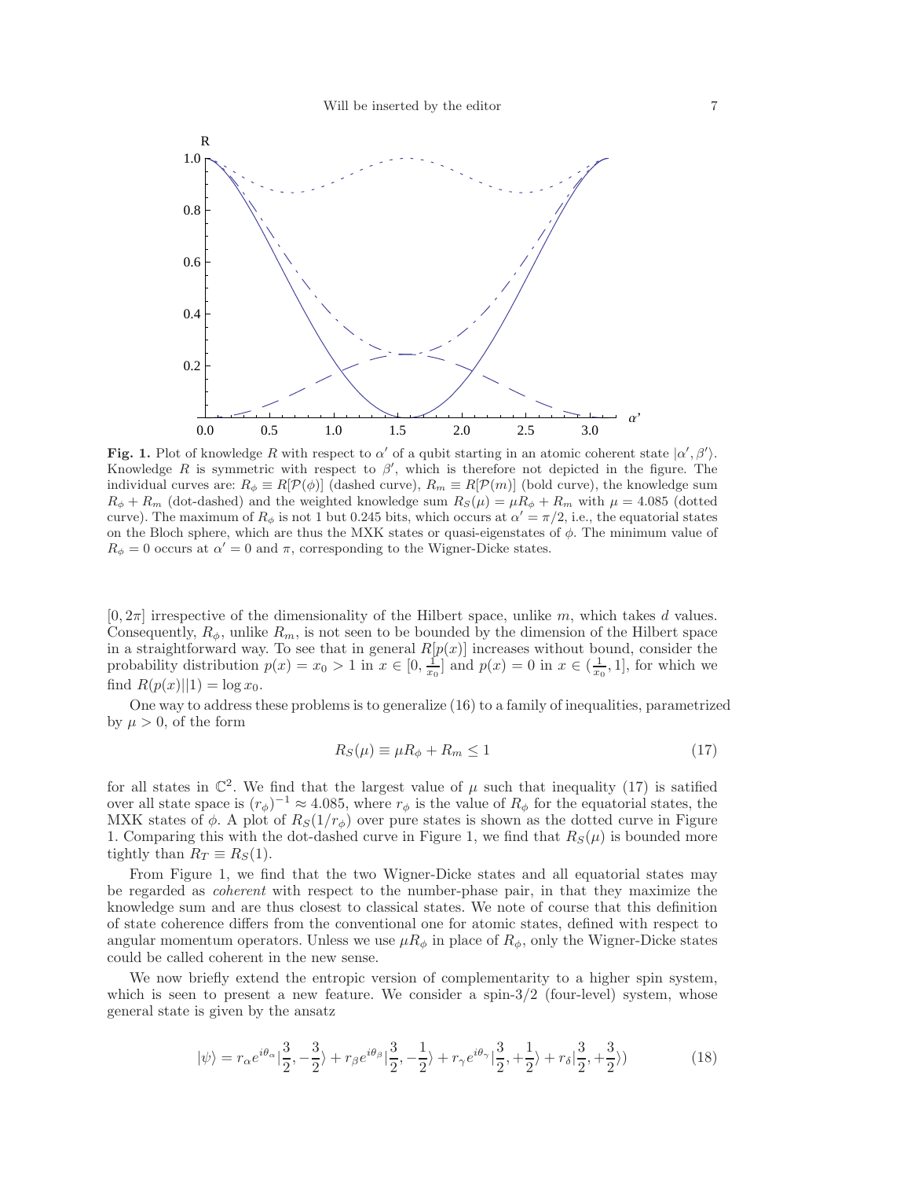**Fig. 1.** Plot of knowledge $R$ with respect to $\alpha'$ of a qubit starting in an atomic coherent state $|\alpha', \beta'\rangle$. Knowledge $R$ is symmetric with respect to $\beta'$, which is therefore not depicted in the figure. The individual curves are: $R_\phi \equiv R[\mathcal{P}(\phi)]$ (dashed curve), $R_m \equiv R[\mathcal{P}(m)]$ (bold curve), the knowledge sum $R_\phi + R_m$ (dot-dashed) and the weighted knowledge sum $R_S(\mu) = \mu R_\phi + R_m$ with $\mu = 4.085$ (dotted curve). The maximum of $R_\phi$ is not 1 but 0.245 bits, which occurs at $\alpha' = \pi/2$, i.e., the equatorial states on the Bloch sphere, which are thus the MXK states or quasi-eigenstates of $\phi$. The minimum value of $R_\phi = 0$ occurs at $\alpha' = 0$ and $\pi$, corresponding to the Wigner-Dicke states.

$[0, 2\pi]$ irrespective of the dimensionality of the Hilbert space, unlike $m$, which takes $d$ values. Consequently, $R_\phi$, unlike $R_m$, is not seen to be bounded by the dimension of the Hilbert space in a straightforward way. To see that in general $R[p(x)]$ increases without bound, consider the probability distribution $p(x) = x_0 > 1$ in $x \in [0, \frac{1}{x_0}]$ and $p(x) = 0$ in $x \in (\frac{1}{x_0}, 1]$, for which we find $R(p(x)||1) = \log x_0$.

One way to address these problems is to generalize (16) to a family of inequalities, parametrized by $\mu > 0$, of the form

$$R_S(\mu) \equiv \mu R_\phi + R_m \leq 1 \tag{17}$$

for all states in $\mathbb{C}^2$. We find that the largest value of $\mu$ such that inequality (17) is satified over all state space is $(r_\phi)^{-1} \approx 4.085$, where $r_\phi$ is the value of $R_\phi$ for the equatorial states, the MXK states of $\phi$. A plot of $R_S(1/r_\phi)$ over pure states is shown as the dotted curve in Figure 1. Comparing this with the dot-dashed curve in Figure 1, we find that $R_S(\mu)$ is bounded more tightly than $R_T \equiv R_S(1)$.

From Figure 1, we find that the two Wigner-Dicke states and all equatorial states may be regarded as *coherent* with respect to the number-phase pair, in that they maximize the knowledge sum and are thus closest to classical states. We note of course that this definition of state coherence differs from the conventional one for atomic states, defined with respect to angular momentum operators. Unless we use $\mu R_\phi$ in place of $R_\phi$, only the Wigner-Dicke states could be called coherent in the new sense.

We now briefly extend the entropic version of complementarity to a higher spin system, which is seen to present a new feature. We consider a spin-3/2 (four-level) system, whose general state is given by the ansatz

$$|\psi\rangle = r_\alpha e^{i\theta_\alpha}|\frac{3}{2}, -\frac{3}{2}\rangle + r_\beta e^{i\theta_\beta}|\frac{3}{2}, -\frac{1}{2}\rangle + r_\gamma e^{i\theta_\gamma}|\frac{3}{2}, +\frac{1}{2}\rangle + r_\delta|\frac{3}{2}, +\frac{3}{2}\rangle) \tag{18}$$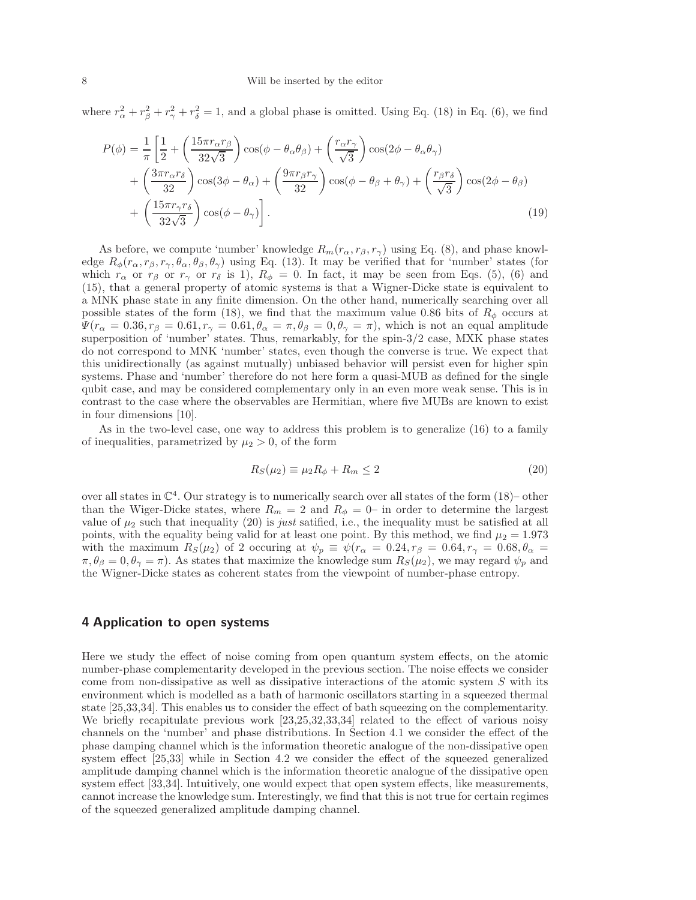where $r_\alpha^2 + r_\beta^2 + r_\gamma^2 + r_\delta^2 = 1$, and a global phase is omitted. Using Eq. (18) in Eq. (6), we find

$$
\begin{aligned}
P(\phi) = \frac{1}{\pi}\Bigg[&\frac{1}{2} + \left(\frac{15\pi r_\alpha r_\beta}{32\sqrt{3}}\right)\cos(\phi - \theta_\alpha\theta_\beta) + \left(\frac{r_\alpha r_\gamma}{\sqrt{3}}\right)\cos(2\phi - \theta_\alpha\theta_\gamma) \\
&+ \left(\frac{3\pi r_\alpha r_\delta}{32}\right)\cos(3\phi - \theta_\alpha) + \left(\frac{9\pi r_\beta r_\gamma}{32}\right)\cos(\phi - \theta_\beta + \theta_\gamma) + \left(\frac{r_\beta r_\delta}{\sqrt{3}}\right)\cos(2\phi - \theta_\beta) \\
&+ \left(\frac{15\pi r_\gamma r_\delta}{32\sqrt{3}}\right)\cos(\phi - \theta_\gamma)\Bigg].
\end{aligned}
\tag{19}
$$

As before, we compute 'number' knowledge $R_m(r_\alpha, r_\beta, r_\gamma)$ using Eq. (8), and phase knowledge $R_\phi(r_\alpha, r_\beta, r_\gamma, \theta_\alpha, \theta_\beta, \theta_\gamma)$ using Eq. (13). It may be verified that for 'number' states (for which $r_\alpha$ or $r_\beta$ or $r_\gamma$ or $r_\delta$ is 1), $R_\phi = 0$. In fact, it may be seen from Eqs. (5), (6) and (15), that a general property of atomic systems is that a Wigner-Dicke state is equivalent to a MNK phase state in any finite dimension. On the other hand, numerically searching over all possible states of the form (18), we find that the maximum value 0.86 bits of $R_\phi$ occurs at $\Psi(r_\alpha = 0.36, r_\beta = 0.61, r_\gamma = 0.61, \theta_\alpha = \pi, \theta_\beta = 0, \theta_\gamma = \pi)$, which is not an equal amplitude superposition of 'number' states. Thus, remarkably, for the spin-3/2 case, MXK phase states do not correspond to MNK 'number' states, even though the converse is true. We expect that this unidirectionally (as against mutually) unbiased behavior will persist even for higher spin systems. Phase and 'number' therefore do not here form a quasi-MUB as defined for the single qubit case, and may be considered complementary only in an even more weak sense. This is in contrast to the case where the observables are Hermitian, where five MUBs are known to exist in four dimensions [10].

As in the two-level case, one way to address this problem is to generalize (16) to a family of inequalities, parametrized by $\mu_2 > 0$, of the form

$$
R_S(\mu_2) \equiv \mu_2 R_\phi + R_m \leq 2 \tag{20}
$$

over all states in $\mathbb{C}^4$. Our strategy is to numerically search over all states of the form (18)– other than the Wiger-Dicke states, where $R_m = 2$ and $R_\phi = 0$– in order to determine the largest value of $\mu_2$ such that inequality (20) is *just* satified, i.e., the inequality must be satisfied at all points, with the equality being valid for at least one point. By this method, we find $\mu_2 = 1.973$ with the maximum $R_S(\mu_2)$ of 2 occuring at $\psi_p \equiv \psi(r_\alpha = 0.24, r_\beta = 0.64, r_\gamma = 0.68, \theta_\alpha = \pi, \theta_\beta = 0, \theta_\gamma = \pi)$. As states that maximize the knowledge sum $R_S(\mu_2)$, we may regard $\psi_p$ and the Wigner-Dicke states as coherent states from the viewpoint of number-phase entropy.

## 4 Application to open systems

Here we study the effect of noise coming from open quantum system effects, on the atomic number-phase complementarity developed in the previous section. The noise effects we consider come from non-dissipative as well as dissipative interactions of the atomic system $S$ with its environment which is modelled as a bath of harmonic oscillators starting in a squeezed thermal state [25,33,34]. This enables us to consider the effect of bath squeezing on the complementarity. We briefly recapitulate previous work [23,25,32,33,34] related to the effect of various noisy channels on the 'number' and phase distributions. In Section 4.1 we consider the effect of the phase damping channel which is the information theoretic analogue of the non-dissipative open system effect [25,33] while in Section 4.2 we consider the effect of the squeezed generalized amplitude damping channel which is the information theoretic analogue of the dissipative open system effect [33,34]. Intuitively, one would expect that open system effects, like measurements, cannot increase the knowledge sum. Interestingly, we find that this is not true for certain regimes of the squeezed generalized amplitude damping channel.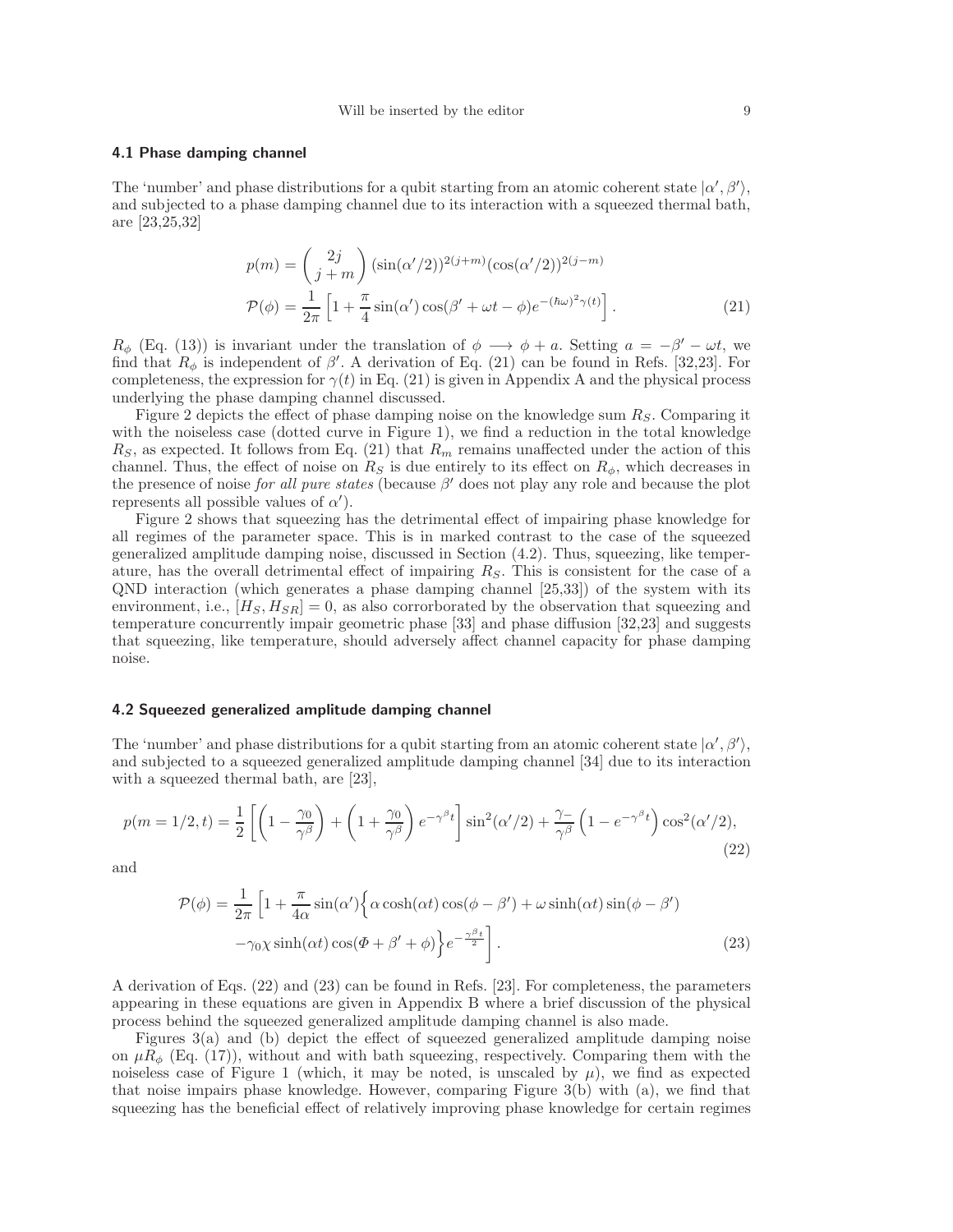### 4.1 Phase damping channel

The 'number' and phase distributions for a qubit starting from an atomic coherent state $|\alpha', \beta'\rangle$, and subjected to a phase damping channel due to its interaction with a squeezed thermal bath, are [23,25,32]

$$
\begin{aligned}
p(m) &= \binom{2j}{j+m} (\sin(\alpha'/2))^{2(j+m)} (\cos(\alpha'/2))^{2(j-m)} \\
\mathcal{P}(\phi) &= \frac{1}{2\pi}\left[1 + \frac{\pi}{4}\sin(\alpha')\cos(\beta' + \omega t - \phi) e^{-(\hbar\omega)^2\gamma(t)}\right].
\end{aligned}
\tag{21}
$$

$R_\phi$ (Eq. (13)) is invariant under the translation of $\phi \longrightarrow \phi + a$. Setting $a = -\beta' - \omega t$, we find that $R_\phi$ is independent of $\beta'$. A derivation of Eq. (21) can be found in Refs. [32,23]. For completeness, the expression for $\gamma(t)$ in Eq. (21) is given in Appendix A and the physical process underlying the phase damping channel discussed.

Figure 2 depicts the effect of phase damping noise on the knowledge sum $R_S$. Comparing it with the noiseless case (dotted curve in Figure 1), we find a reduction in the total knowledge $R_S$, as expected. It follows from Eq. (21) that $R_m$ remains unaffected under the action of this channel. Thus, the effect of noise on $R_S$ is due entirely to its effect on $R_\phi$, which decreases in the presence of noise *for all pure states* (because $\beta'$ does not play any role and because the plot represents all possible values of $\alpha'$).

Figure 2 shows that squeezing has the detrimental effect of impairing phase knowledge for all regimes of the parameter space. This is in marked contrast to the case of the squeezed generalized amplitude damping noise, discussed in Section (4.2). Thus, squeezing, like temperature, has the overall detrimental effect of impairing $R_S$. This is consistent for the case of a QND interaction (which generates a phase damping channel [25,33]) of the system with its environment, i.e., $[H_S, H_{SR}] = 0$, as also corrorborated by the observation that squeezing and temperature concurrently impair geometric phase [33] and phase diffusion [32,23] and suggests that squeezing, like temperature, should adversely affect channel capacity for phase damping noise.

### 4.2 Squeezed generalized amplitude damping channel

The 'number' and phase distributions for a qubit starting from an atomic coherent state $|\alpha', \beta'\rangle$, and subjected to a squeezed generalized amplitude damping channel [34] due to its interaction with a squeezed thermal bath, are [23],

$$
p(m = 1/2, t) = \frac{1}{2}\left[\left(1 - \frac{\gamma_0}{\gamma^\beta}\right) + \left(1 + \frac{\gamma_0}{\gamma^\beta}\right)e^{-\gamma^\beta t}\right]\sin^2(\alpha'/2) + \frac{\gamma_-}{\gamma^\beta}\left(1 - e^{-\gamma^\beta t}\right)\cos^2(\alpha'/2),
\tag{22}
$$

and

$$
\begin{aligned}
\mathcal{P}(\phi) = \frac{1}{2\pi}\Big[1 + \frac{\pi}{4\alpha}\sin(\alpha')\Big\{&\alpha\cosh(\alpha t)\cos(\phi - \beta') + \omega\sinh(\alpha t)\sin(\phi - \beta') \\
&-\gamma_0\chi\sinh(\alpha t)\cos(\Phi + \beta' + \phi)\Big\}e^{-\frac{\gamma^\beta t}{2}}\Big].
\end{aligned}
\tag{23}
$$

A derivation of Eqs. (22) and (23) can be found in Refs. [23]. For completeness, the parameters appearing in these equations are given in Appendix B where a brief discussion of the physical process behind the squeezed generalized amplitude damping channel is also made.

Figures 3(a) and (b) depict the effect of squeezed generalized amplitude damping noise on $\mu R_\phi$ (Eq. (17)), without and with bath squeezing, respectively. Comparing them with the noiseless case of Figure 1 (which, it may be noted, is unscaled by $\mu$), we find as expected that noise impairs phase knowledge. However, comparing Figure 3(b) with (a), we find that squeezing has the beneficial effect of relatively improving phase knowledge for certain regimes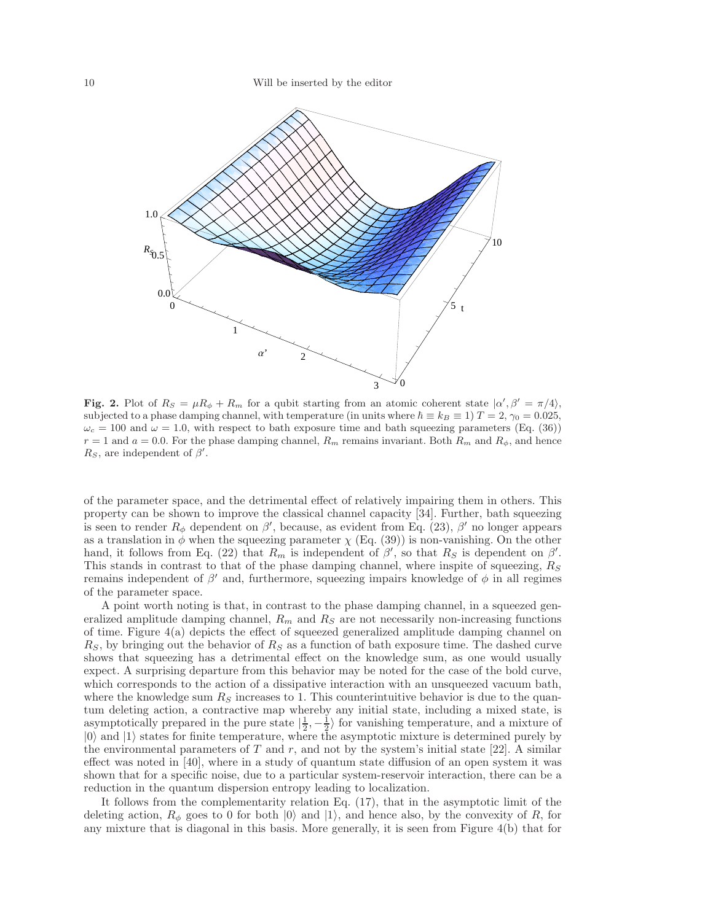**Fig. 2.** Plot of $R_S = \mu R_\phi + R_m$ for a qubit starting from an atomic coherent state $|\alpha', \beta' = \pi/4\rangle$, subjected to a phase damping channel, with temperature (in units where $\hbar \equiv k_B \equiv 1$) $T = 2$, $\gamma_0 = 0.025$, $\omega_c = 100$ and $\omega = 1.0$, with respect to bath exposure time and bath squeezing parameters (Eq. (36)) $r = 1$ and $a = 0.0$. For the phase damping channel, $R_m$ remains invariant. Both $R_m$ and $R_\phi$, and hence $R_S$, are independent of $\beta'$.

of the parameter space, and the detrimental effect of relatively impairing them in others. This property can be shown to improve the classical channel capacity [34]. Further, bath squeezing is seen to render $R_\phi$ dependent on $\beta'$, because, as evident from Eq. (23), $\beta'$ no longer appears as a translation in $\phi$ when the squeezing parameter $\chi$ (Eq. (39)) is non-vanishing. On the other hand, it follows from Eq. (22) that $R_m$ is independent of $\beta'$, so that $R_S$ is dependent on $\beta'$. This stands in contrast to that of the phase damping channel, where inspite of squeezing, $R_S$ remains independent of $\beta'$ and, furthermore, squeezing impairs knowledge of $\phi$ in all regimes of the parameter space.

A point worth noting is that, in contrast to the phase damping channel, in a squeezed generalized amplitude damping channel, $R_m$ and $R_S$ are not necessarily non-increasing functions of time. Figure 4(a) depicts the effect of squeezed generalized amplitude damping channel on $R_S$, by bringing out the behavior of $R_S$ as a function of bath exposure time. The dashed curve shows that squeezing has a detrimental effect on the knowledge sum, as one would usually expect. A surprising departure from this behavior may be noted for the case of the bold curve, which corresponds to the action of a dissipative interaction with an unsqueezed vacuum bath, where the knowledge sum $R_S$ increases to 1. This counterintuitive behavior is due to the quantum deleting action, a contractive map whereby any initial state, including a mixed state, is asymptotically prepared in the pure state $|\frac{1}{2}, -\frac{1}{2}\rangle$ for vanishing temperature, and a mixture of $|0\rangle$ and $|1\rangle$ states for finite temperature, where the asymptotic mixture is determined purely by the environmental parameters of $T$ and $r$, and not by the system's initial state [22]. A similar effect was noted in [40], where in a study of quantum state diffusion of an open system it was shown that for a specific noise, due to a particular system-reservoir interaction, there can be a reduction in the quantum dispersion entropy leading to localization.

It follows from the complementarity relation Eq. (17), that in the asymptotic limit of the deleting action, $R_\phi$ goes to 0 for both $|0\rangle$ and $|1\rangle$, and hence also, by the convexity of $R$, for any mixture that is diagonal in this basis. More generally, it is seen from Figure 4(b) that for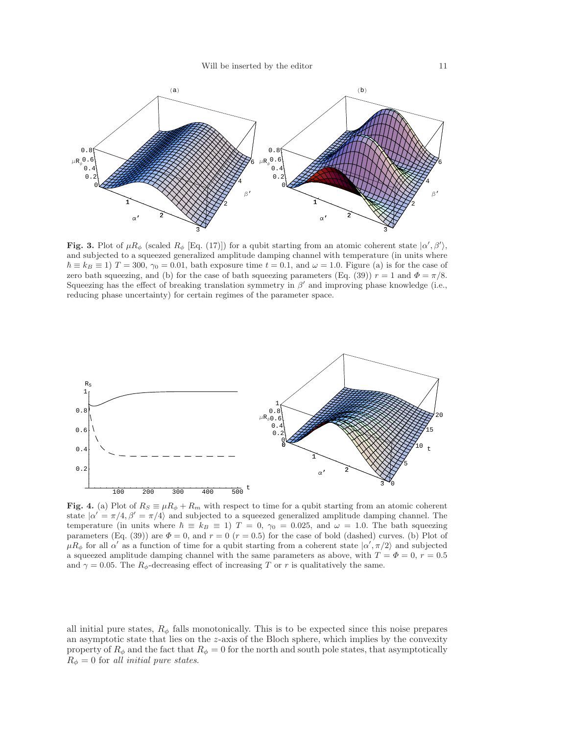**Fig. 3.** Plot of $\mu R_\phi$ (scaled $R_\phi$ [Eq. (17)]) for a qubit starting from an atomic coherent state $|\alpha', \beta'\rangle$, and subjected to a squeezed generalized amplitude damping channel with temperature (in units where $\hbar \equiv k_B \equiv 1$) $T = 300$, $\gamma_0 = 0.01$, bath exposure time $t = 0.1$, and $\omega = 1.0$. Figure (a) is for the case of zero bath squeezing, and (b) for the case of bath squeezing parameters (Eq. (39)) $r = 1$ and $\Phi = \pi/8$. Squeezing has the effect of breaking translation symmetry in $\beta'$ and improving phase knowledge (i.e., reducing phase uncertainty) for certain regimes of the parameter space.

**Fig. 4.** (a) Plot of $R_S \equiv \mu R_\phi + R_m$ with respect to time for a qubit starting from an atomic coherent state $|\alpha' = \pi/4, \beta' = \pi/4\rangle$ and subjected to a squeezed generalized amplitude damping channel. The temperature (in units where $\hbar \equiv k_B \equiv 1$) $T = 0$, $\gamma_0 = 0.025$, and $\omega = 1.0$. The bath squeezing parameters (Eq. (39)) are $\Phi = 0$, and $r = 0$ ($r = 0.5$) for the case of bold (dashed) curves. (b) Plot of $\mu R_\phi$ for all $\alpha'$ as a function of time for a qubit starting from a coherent state $|\alpha', \pi/2\rangle$ and subjected a squeezed amplitude damping channel with the same parameters as above, with $T = \Phi = 0$, $r = 0.5$ and $\gamma = 0.05$. The $R_\phi$-decreasing effect of increasing $T$ or $r$ is qualitatively the same.

all initial pure states, $R_\phi$ falls monotonically. This is to be expected since this noise prepares an asymptotic state that lies on the $z$-axis of the Bloch sphere, which implies by the convexity property of $R_\phi$ and the fact that $R_\phi = 0$ for the north and south pole states, that asymptotically $R_\phi = 0$ for *all initial pure states*.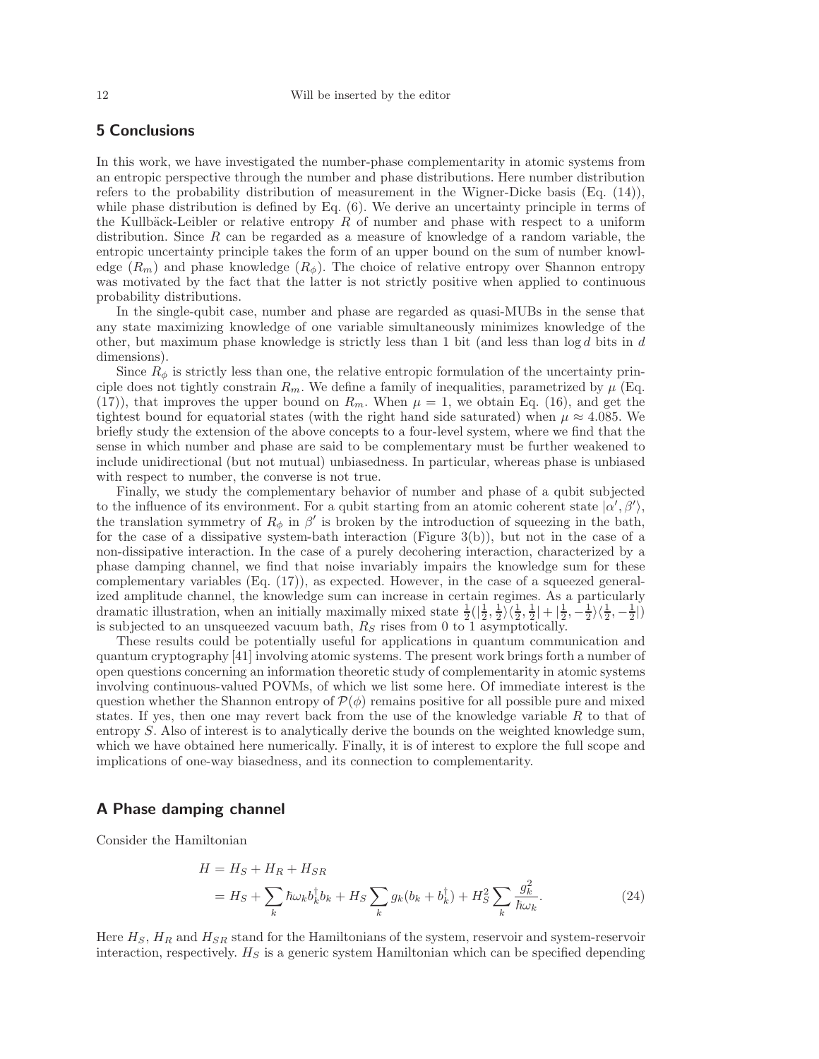## 5 Conclusions

In this work, we have investigated the number-phase complementarity in atomic systems from an entropic perspective through the number and phase distributions. Here number distribution refers to the probability distribution of measurement in the Wigner-Dicke basis (Eq. (14)), while phase distribution is defined by Eq. (6). We derive an uncertainty principle in terms of the Kullbäck-Leibler or relative entropy $R$ of number and phase with respect to a uniform distribution. Since $R$ can be regarded as a measure of knowledge of a random variable, the entropic uncertainty principle takes the form of an upper bound on the sum of number knowledge ($R_m$) and phase knowledge ($R_\phi$). The choice of relative entropy over Shannon entropy was motivated by the fact that the latter is not strictly positive when applied to continuous probability distributions.

In the single-qubit case, number and phase are regarded as quasi-MUBs in the sense that any state maximizing knowledge of one variable simultaneously minimizes knowledge of the other, but maximum phase knowledge is strictly less than 1 bit (and less than $\log d$ bits in $d$ dimensions).

Since $R_\phi$ is strictly less than one, the relative entropic formulation of the uncertainty principle does not tightly constrain $R_m$. We define a family of inequalities, parametrized by $\mu$ (Eq. (17)), that improves the upper bound on $R_m$. When $\mu = 1$, we obtain Eq. (16), and get the tightest bound for equatorial states (with the right hand side saturated) when $\mu \approx 4.085$. We briefly study the extension of the above concepts to a four-level system, where we find that the sense in which number and phase are said to be complementary must be further weakened to include unidirectional (but not mutual) unbiasedness. In particular, whereas phase is unbiased with respect to number, the converse is not true.

Finally, we study the complementary behavior of number and phase of a qubit subjected to the influence of its environment. For a qubit starting from an atomic coherent state $|\alpha', \beta'\rangle$, the translation symmetry of $R_\phi$ in $\beta'$ is broken by the introduction of squeezing in the bath, for the case of a dissipative system-bath interaction (Figure 3(b)), but not in the case of a non-dissipative interaction. In the case of a purely decohering interaction, characterized by a phase damping channel, we find that noise invariably impairs the knowledge sum for these complementary variables (Eq. (17)), as expected. However, in the case of a squeezed generalized amplitude channel, the knowledge sum can increase in certain regimes. As a particularly dramatic illustration, when an initially maximally mixed state $\frac{1}{2}(|\frac{1}{2}, \frac{1}{2}\rangle\langle\frac{1}{2}, \frac{1}{2}| + |\frac{1}{2}, -\frac{1}{2}\rangle\langle\frac{1}{2}, -\frac{1}{2}|)$ is subjected to an unsqueezed vacuum bath, $R_S$ rises from 0 to 1 asymptotically.

These results could be potentially useful for applications in quantum communication and quantum cryptography [41] involving atomic systems. The present work brings forth a number of open questions concerning an information theoretic study of complementarity in atomic systems involving continuous-valued POVMs, of which we list some here. Of immediate interest is the question whether the Shannon entropy of $\mathcal{P}(\phi)$ remains positive for all possible pure and mixed states. If yes, then one may revert back from the use of the knowledge variable $R$ to that of entropy $S$. Also of interest is to analytically derive the bounds on the weighted knowledge sum, which we have obtained here numerically. Finally, it is of interest to explore the full scope and implications of one-way biasedness, and its connection to complementarity.

## A Phase damping channel

Consider the Hamiltonian

$$
\begin{aligned}
H &= H_S + H_R + H_{SR} \\
&= H_S + \sum_k \hbar\omega_k b_k^\dagger b_k + H_S \sum_k g_k (b_k + b_k^\dagger) + H_S^2 \sum_k \frac{g_k^2}{\hbar\omega_k}.
\end{aligned} \tag{24}
$$

Here $H_S$, $H_R$ and $H_{SR}$ stand for the Hamiltonians of the system, reservoir and system-reservoir interaction, respectively. $H_S$ is a generic system Hamiltonian which can be specified depending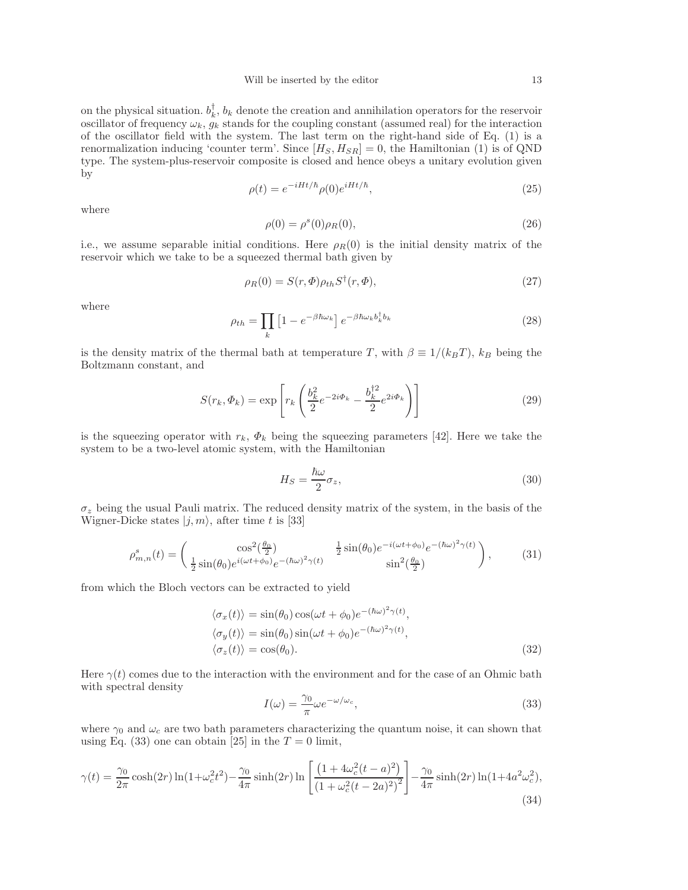on the physical situation. $b_k^\dagger$, $b_k$ denote the creation and annihilation operators for the reservoir oscillator of frequency $\omega_k$, $g_k$ stands for the coupling constant (assumed real) for the interaction of the oscillator field with the system. The last term on the right-hand side of Eq. (1) is a renormalization inducing 'counter term'. Since $[H_S, H_{SR}] = 0$, the Hamiltonian (1) is of QND type. The system-plus-reservoir composite is closed and hence obeys a unitary evolution given by

$$\rho(t) = e^{-iHt/\hbar} \rho(0) e^{iHt/\hbar}, \tag{25}$$

where

$$\rho(0) = \rho^s(0)\rho_R(0), \tag{26}$$

i.e., we assume separable initial conditions. Here $\rho_R(0)$ is the initial density matrix of the reservoir which we take to be a squeezed thermal bath given by

$$\rho_R(0) = S(r, \Phi)\rho_{th} S^\dagger(r, \Phi), \tag{27}$$

where

$$\rho_{th} = \prod_k \left[1 - e^{-\beta\hbar\omega_k}\right] e^{-\beta\hbar\omega_k b_k^\dagger b_k} \tag{28}$$

is the density matrix of the thermal bath at temperature $T$, with $\beta \equiv 1/(k_B T)$, $k_B$ being the Boltzmann constant, and

$$S(r_k, \Phi_k) = \exp\left[r_k \left(\frac{b_k^2}{2} e^{-2i\Phi_k} - \frac{b_k^{\dagger 2}}{2} e^{2i\Phi_k}\right)\right] \tag{29}$$

is the squeezing operator with $r_k$, $\Phi_k$ being the squeezing parameters [42]. Here we take the system to be a two-level atomic system, with the Hamiltonian

$$H_S = \frac{\hbar\omega}{2}\sigma_z, \tag{30}$$

$\sigma_z$ being the usual Pauli matrix. The reduced density matrix of the system, in the basis of the Wigner-Dicke states $|j, m\rangle$, after time $t$ is [33]

$$\rho^s_{m,n}(t) = \begin{pmatrix} \cos^2(\frac{\theta_0}{2}) & \frac{1}{2}\sin(\theta_0) e^{-i(\omega t + \phi_0)} e^{-(\hbar\omega)^2\gamma(t)} \\ \frac{1}{2}\sin(\theta_0) e^{i(\omega t + \phi_0)} e^{-(\hbar\omega)^2\gamma(t)} & \sin^2(\frac{\theta_0}{2}) \end{pmatrix}, \tag{31}$$

from which the Bloch vectors can be extracted to yield

$$\begin{aligned} \langle \sigma_x(t) \rangle &= \sin(\theta_0)\cos(\omega t + \phi_0) e^{-(\hbar\omega)^2\gamma(t)}, \\ \langle \sigma_y(t) \rangle &= \sin(\theta_0)\sin(\omega t + \phi_0) e^{-(\hbar\omega)^2\gamma(t)}, \\ \langle \sigma_z(t) \rangle &= \cos(\theta_0). \end{aligned} \tag{32}$$

Here $\gamma(t)$ comes due to the interaction with the environment and for the case of an Ohmic bath with spectral density

$$I(\omega) = \frac{\gamma_0}{\pi}\omega e^{-\omega/\omega_c}, \tag{33}$$

where $\gamma_0$ and $\omega_c$ are two bath parameters characterizing the quantum noise, it can shown that using Eq. (33) one can obtain [25] in the $T = 0$ limit,

$$\gamma(t) = \frac{\gamma_0}{2\pi}\cosh(2r)\ln(1+\omega_c^2 t^2) - \frac{\gamma_0}{4\pi}\sinh(2r)\ln\left[\frac{\left(1 + 4\omega_c^2(t-a)^2\right)}{\left(1 + \omega_c^2(t-2a)^2\right)^2}\right] - \frac{\gamma_0}{4\pi}\sinh(2r)\ln(1+4a^2\omega_c^2), \tag{34}$$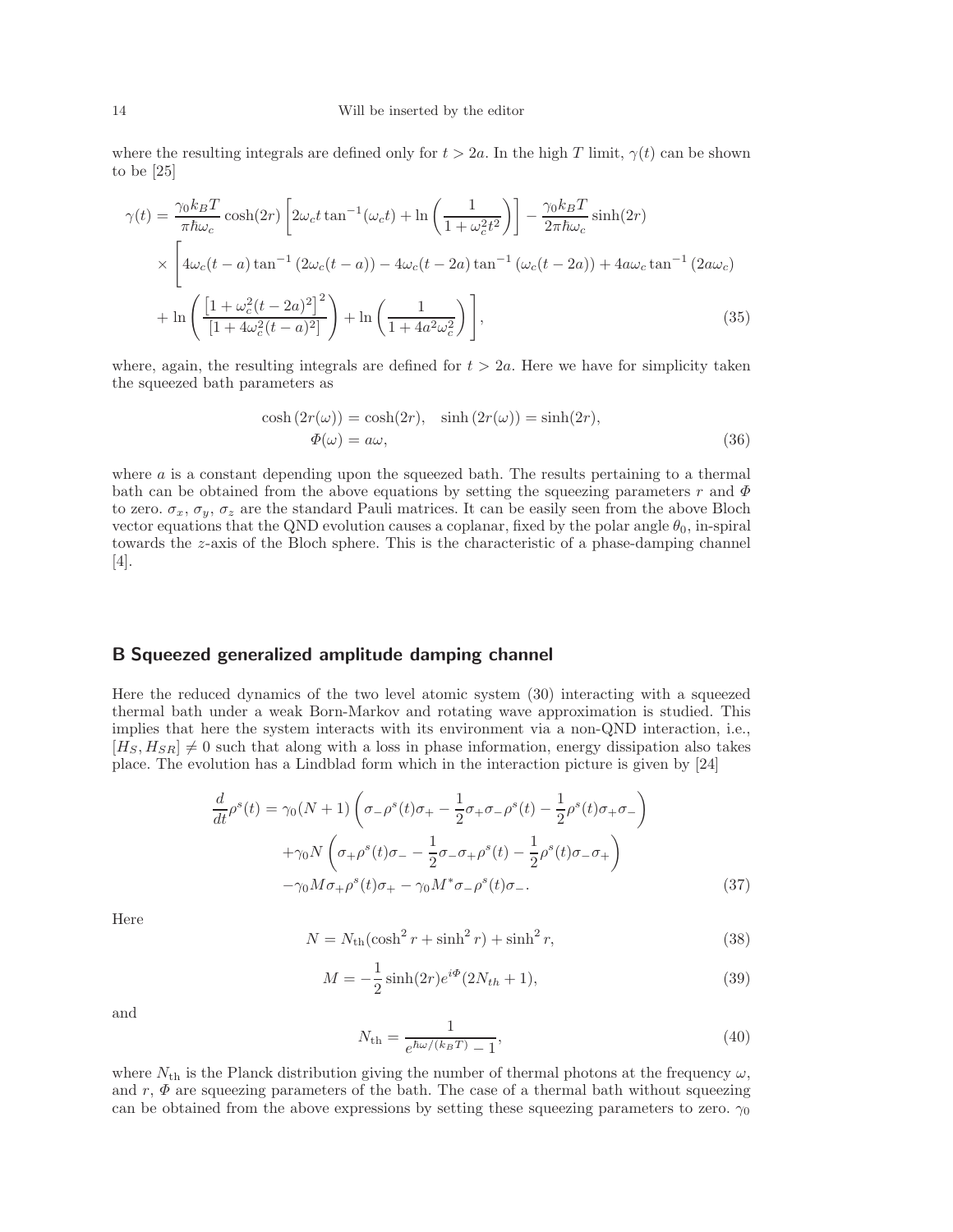where the resulting integrals are defined only for $t > 2a$. In the high $T$ limit, $\gamma(t)$ can be shown to be [25]

$$
\begin{aligned}
\gamma(t) = \frac{\gamma_0 k_B T}{\pi \hbar \omega_c} \cosh(2r) \left[ 2\omega_c t \tan^{-1}(\omega_c t) + \ln\left( \frac{1}{1 + \omega_c^2 t^2} \right) \right] - \frac{\gamma_0 k_B T}{2\pi \hbar \omega_c} \sinh(2r) \\
\times \Bigg[ 4\omega_c (t - a) \tan^{-1}\left( 2\omega_c (t - a) \right) - 4\omega_c (t - 2a) \tan^{-1}\left( \omega_c (t - 2a) \right) + 4a\omega_c \tan^{-1}\left( 2a\omega_c \right) \\
+ \ln\left( \frac{\left[ 1 + \omega_c^2 (t - 2a)^2 \right]^2}{\left[ 1 + 4\omega_c^2 (t - a)^2 \right]} \right) + \ln\left( \frac{1}{1 + 4a^2 \omega_c^2} \right) \Bigg],
\end{aligned}
\tag{35}
$$

where, again, the resulting integrals are defined for $t > 2a$. Here we have for simplicity taken the squeezed bath parameters as

$$
\begin{aligned}
\cosh\left( 2r(\omega) \right) = \cosh(2r), \quad \sinh\left( 2r(\omega) \right) = \sinh(2r), \\
\Phi(\omega) = a\omega,
\end{aligned}
\tag{36}
$$

where $a$ is a constant depending upon the squeezed bath. The results pertaining to a thermal bath can be obtained from the above equations by setting the squeezing parameters $r$ and $\Phi$ to zero. $\sigma_x$, $\sigma_y$, $\sigma_z$ are the standard Pauli matrices. It can be easily seen from the above Bloch vector equations that the QND evolution causes a coplanar, fixed by the polar angle $\theta_0$, in-spiral towards the $z$-axis of the Bloch sphere. This is the characteristic of a phase-damping channel [4].

## B Squeezed generalized amplitude damping channel

Here the reduced dynamics of the two level atomic system (30) interacting with a squeezed thermal bath under a weak Born-Markov and rotating wave approximation is studied. This implies that here the system interacts with its environment via a non-QND interaction, i.e., $[H_S, H_{SR}] \neq 0$ such that along with a loss in phase information, energy dissipation also takes place. The evolution has a Lindblad form which in the interaction picture is given by [24]

$$
\begin{aligned}
\frac{d}{dt}\rho^s(t) = \gamma_0 (N+1) \left( \sigma_- \rho^s(t) \sigma_+ - \frac{1}{2}\sigma_+ \sigma_- \rho^s(t) - \frac{1}{2}\rho^s(t) \sigma_+ \sigma_- \right) \\
+ \gamma_0 N \left( \sigma_+ \rho^s(t) \sigma_- - \frac{1}{2}\sigma_- \sigma_+ \rho^s(t) - \frac{1}{2}\rho^s(t) \sigma_- \sigma_+ \right) \\
- \gamma_0 M \sigma_+ \rho^s(t) \sigma_+ - \gamma_0 M^* \sigma_- \rho^s(t) \sigma_-.
\end{aligned}
\tag{37}
$$

Here

$$
N = N_{\rm th}(\cosh^2 r + \sinh^2 r) + \sinh^2 r, \tag{38}
$$

$$
M = -\frac{1}{2}\sinh(2r) e^{i\Phi} (2N_{th} + 1), \tag{39}
$$

and

$$
N_{\rm th} = \frac{1}{e^{\hbar\omega/(k_B T)} - 1}, \tag{40}
$$

where $N_{\rm th}$ is the Planck distribution giving the number of thermal photons at the frequency $\omega$, and $r$, $\Phi$ are squeezing parameters of the bath. The case of a thermal bath without squeezing can be obtained from the above expressions by setting these squeezing parameters to zero. $\gamma_0$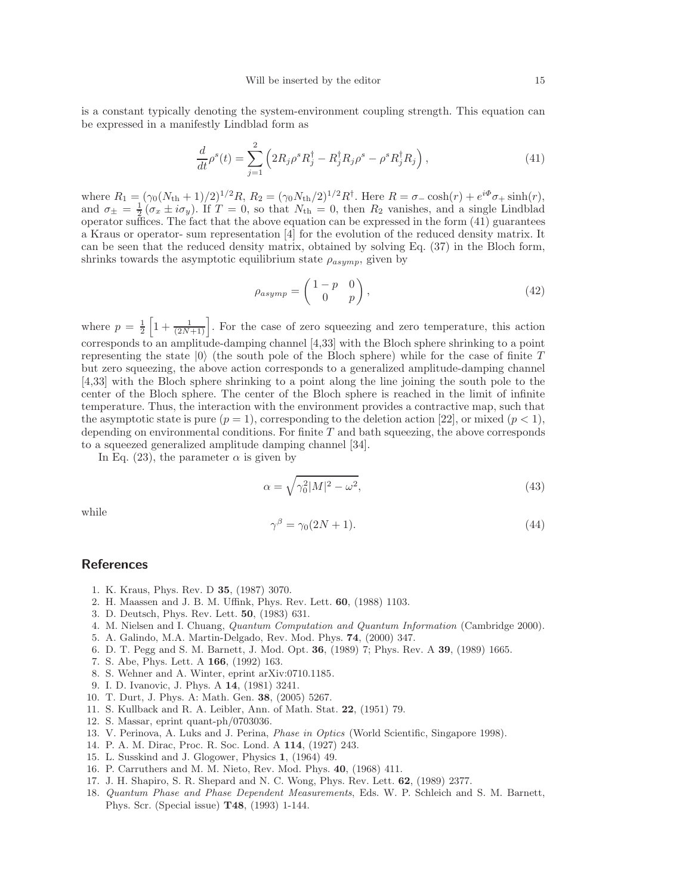is a constant typically denoting the system-environment coupling strength. This equation can be expressed in a manifestly Lindblad form as

$$\frac{d}{dt}\rho^s(t) = \sum_{j=1}^{2} \left( 2R_j \rho^s R_j^\dagger - R_j^\dagger R_j \rho^s - \rho^s R_j^\dagger R_j \right), \tag{41}$$

where $R_1 = (\gamma_0(N_{\rm th}+1)/2)^{1/2} R$, $R_2 = (\gamma_0 N_{\rm th}/2)^{1/2} R^\dagger$. Here $R = \sigma_- \cosh(r) + e^{i\Phi}\sigma_+ \sinh(r)$, and $\sigma_\pm = \frac{1}{2}(\sigma_x \pm i\sigma_y)$. If $T = 0$, so that $N_{\rm th} = 0$, then $R_2$ vanishes, and a single Lindblad operator suffices. The fact that the above equation can be expressed in the form (41) guarantees a Kraus or operator- sum representation [4] for the evolution of the reduced density matrix. It can be seen that the reduced density matrix, obtained by solving Eq. (37) in the Bloch form, shrinks towards the asymptotic equilibrium state $\rho_{asymp}$, given by

$$\rho_{asymp} = \begin{pmatrix} 1-p & 0 \\ 0 & p \end{pmatrix}, \tag{42}$$

where $p = \frac{1}{2}\left[1 + \frac{1}{(2N+1)}\right]$. For the case of zero squeezing and zero temperature, this action corresponds to an amplitude-damping channel [4,33] with the Bloch sphere shrinking to a point representing the state $|0\rangle$ (the south pole of the Bloch sphere) while for the case of finite $T$ but zero squeezing, the above action corresponds to a generalized amplitude-damping channel [4,33] with the Bloch sphere shrinking to a point along the line joining the south pole to the center of the Bloch sphere. The center of the Bloch sphere is reached in the limit of infinite temperature. Thus, the interaction with the environment provides a contractive map, such that the asymptotic state is pure ($p = 1$), corresponding to the deletion action [22], or mixed ($p < 1$), depending on environmental conditions. For finite $T$ and bath squeezing, the above corresponds to a squeezed generalized amplitude damping channel [34].

In Eq. (23), the parameter $\alpha$ is given by

$$\alpha = \sqrt{\gamma_0^2 |M|^2 - \omega^2}, \tag{43}$$

while

$$\gamma^\beta = \gamma_0(2N+1). \tag{44}$$

## References

1. K. Kraus, Phys. Rev. D **35**, (1987) 3070.
2. H. Maassen and J. B. M. Uffink, Phys. Rev. Lett. **60**, (1988) 1103.
3. D. Deutsch, Phys. Rev. Lett. **50**, (1983) 631.
4. M. Nielsen and I. Chuang, *Quantum Computation and Quantum Information* (Cambridge 2000).
5. A. Galindo, M.A. Martin-Delgado, Rev. Mod. Phys. **74**, (2000) 347.
6. D. T. Pegg and S. M. Barnett, J. Mod. Opt. **36**, (1989) 7; Phys. Rev. A **39**, (1989) 1665.
7. S. Abe, Phys. Lett. A **166**, (1992) 163.
8. S. Wehner and A. Winter, eprint arXiv:0710.1185.
9. I. D. Ivanovic, J. Phys. A **14**, (1981) 3241.
10. T. Durt, J. Phys. A: Math. Gen. **38**, (2005) 5267.
11. S. Kullback and R. A. Leibler, Ann. of Math. Stat. **22**, (1951) 79.
12. S. Massar, eprint quant-ph/0703036.
13. V. Perinova, A. Luks and J. Perina, *Phase in Optics* (World Scientific, Singapore 1998).
14. P. A. M. Dirac, Proc. R. Soc. Lond. A **114**, (1927) 243.
15. L. Susskind and J. Glogower, Physics **1**, (1964) 49.
16. P. Carruthers and M. M. Nieto, Rev. Mod. Phys. **40**, (1968) 411.
17. J. H. Shapiro, S. R. Shepard and N. C. Wong, Phys. Rev. Lett. **62**, (1989) 2377.
18. *Quantum Phase and Phase Dependent Measurements*, Eds. W. P. Schleich and S. M. Barnett, Phys. Scr. (Special issue) **T48**, (1993) 1-144.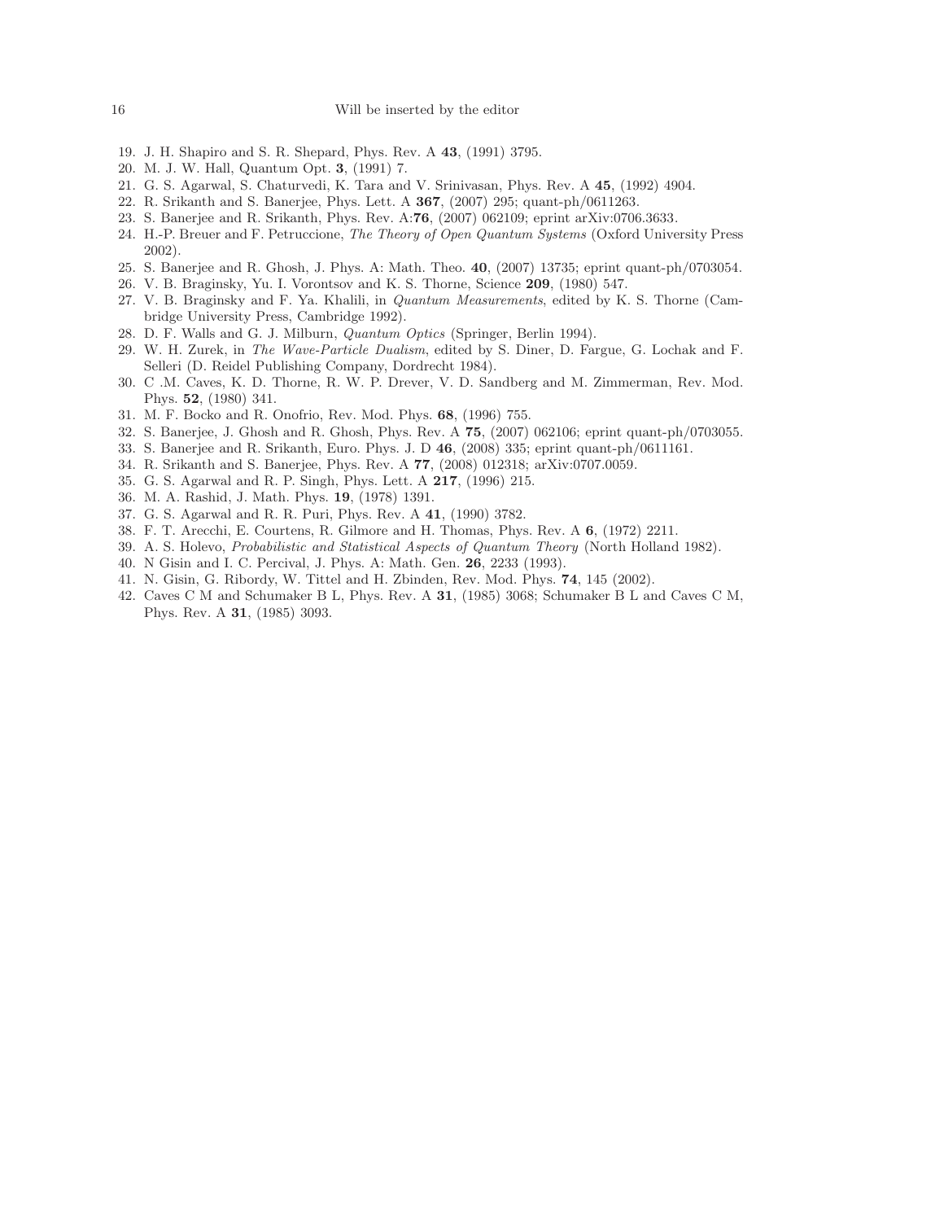19. J. H. Shapiro and S. R. Shepard, Phys. Rev. A **43**, (1991) 3795.
20. M. J. W. Hall, Quantum Opt. **3**, (1991) 7.
21. G. S. Agarwal, S. Chaturvedi, K. Tara and V. Srinivasan, Phys. Rev. A **45**, (1992) 4904.
22. R. Srikanth and S. Banerjee, Phys. Lett. A **367**, (2007) 295; quant-ph/0611263.
23. S. Banerjee and R. Srikanth, Phys. Rev. A:**76**, (2007) 062109; eprint arXiv:0706.3633.
24. H.-P. Breuer and F. Petruccione, *The Theory of Open Quantum Systems* (Oxford University Press 2002).
25. S. Banerjee and R. Ghosh, J. Phys. A: Math. Theo. **40**, (2007) 13735; eprint quant-ph/0703054.
26. V. B. Braginsky, Yu. I. Vorontsov and K. S. Thorne, Science **209**, (1980) 547.
27. V. B. Braginsky and F. Ya. Khalili, in *Quantum Measurements*, edited by K. S. Thorne (Cambridge University Press, Cambridge 1992).
28. D. F. Walls and G. J. Milburn, *Quantum Optics* (Springer, Berlin 1994).
29. W. H. Zurek, in *The Wave-Particle Dualism*, edited by S. Diner, D. Fargue, G. Lochak and F. Selleri (D. Reidel Publishing Company, Dordrecht 1984).
30. C .M. Caves, K. D. Thorne, R. W. P. Drever, V. D. Sandberg and M. Zimmerman, Rev. Mod. Phys. **52**, (1980) 341.
31. M. F. Bocko and R. Onofrio, Rev. Mod. Phys. **68**, (1996) 755.
32. S. Banerjee, J. Ghosh and R. Ghosh, Phys. Rev. A **75**, (2007) 062106; eprint quant-ph/0703055.
33. S. Banerjee and R. Srikanth, Euro. Phys. J. D **46**, (2008) 335; eprint quant-ph/0611161.
34. R. Srikanth and S. Banerjee, Phys. Rev. A **77**, (2008) 012318; arXiv:0707.0059.
35. G. S. Agarwal and R. P. Singh, Phys. Lett. A **217**, (1996) 215.
36. M. A. Rashid, J. Math. Phys. **19**, (1978) 1391.
37. G. S. Agarwal and R. R. Puri, Phys. Rev. A **41**, (1990) 3782.
38. F. T. Arecchi, E. Courtens, R. Gilmore and H. Thomas, Phys. Rev. A **6**, (1972) 2211.
39. A. S. Holevo, *Probabilistic and Statistical Aspects of Quantum Theory* (North Holland 1982).
40. N Gisin and I. C. Percival, J. Phys. A: Math. Gen. **26**, 2233 (1993).
41. N. Gisin, G. Ribordy, W. Tittel and H. Zbinden, Rev. Mod. Phys. **74**, 145 (2002).
42. Caves C M and Schumaker B L, Phys. Rev. A **31**, (1985) 3068; Schumaker B L and Caves C M, Phys. Rev. A **31**, (1985) 3093.